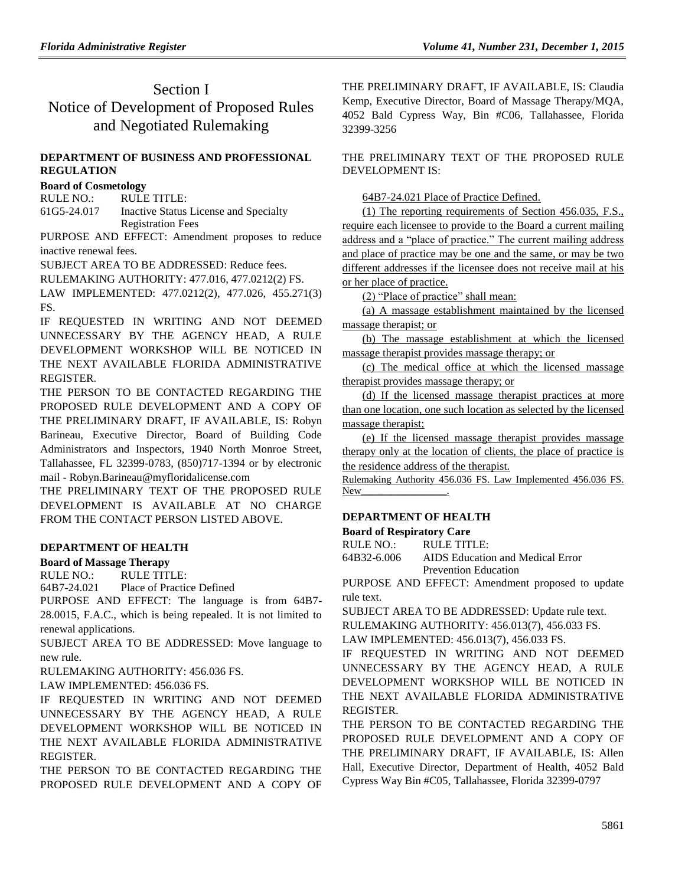# Section I
# Notice of Development of Proposed Rules and Negotiated Rulemaking

## DEPARTMENT OF BUSINESS AND PROFESSIONAL REGULATION

### Board of Cosmetology

RULE NO.: RULE TITLE:

61G5-24.017 Inactive Status License and Specialty Registration Fees

PURPOSE AND EFFECT: Amendment proposes to reduce inactive renewal fees.

SUBJECT AREA TO BE ADDRESSED: Reduce fees.

RULEMAKING AUTHORITY: 477.016, 477.0212(2) FS.

LAW IMPLEMENTED: 477.0212(2), 477.026, 455.271(3) FS.

IF REQUESTED IN WRITING AND NOT DEEMED UNNECESSARY BY THE AGENCY HEAD, A RULE DEVELOPMENT WORKSHOP WILL BE NOTICED IN THE NEXT AVAILABLE FLORIDA ADMINISTRATIVE REGISTER.

THE PERSON TO BE CONTACTED REGARDING THE PROPOSED RULE DEVELOPMENT AND A COPY OF THE PRELIMINARY DRAFT, IF AVAILABLE, IS: Robyn Barineau, Executive Director, Board of Building Code Administrators and Inspectors, 1940 North Monroe Street, Tallahassee, FL 32399-0783, (850)717-1394 or by electronic mail - Robyn.Barineau@myfloridalicense.com

THE PRELIMINARY TEXT OF THE PROPOSED RULE DEVELOPMENT IS AVAILABLE AT NO CHARGE FROM THE CONTACT PERSON LISTED ABOVE.

## DEPARTMENT OF HEALTH

### Board of Massage Therapy

RULE NO.: RULE TITLE:

64B7-24.021 Place of Practice Defined

PURPOSE AND EFFECT: The language is from 64B7-28.0015, F.A.C., which is being repealed. It is not limited to renewal applications.

SUBJECT AREA TO BE ADDRESSED: Move language to new rule.

RULEMAKING AUTHORITY: 456.036 FS.

LAW IMPLEMENTED: 456.036 FS.

IF REQUESTED IN WRITING AND NOT DEEMED UNNECESSARY BY THE AGENCY HEAD, A RULE DEVELOPMENT WORKSHOP WILL BE NOTICED IN THE NEXT AVAILABLE FLORIDA ADMINISTRATIVE REGISTER.

THE PERSON TO BE CONTACTED REGARDING THE PROPOSED RULE DEVELOPMENT AND A COPY OF THE PRELIMINARY DRAFT, IF AVAILABLE, IS: Claudia Kemp, Executive Director, Board of Massage Therapy/MQA, 4052 Bald Cypress Way, Bin #C06, Tallahassee, Florida 32399-3256

THE PRELIMINARY TEXT OF THE PROPOSED RULE DEVELOPMENT IS:

64B7-24.021 Place of Practice Defined.

(1) The reporting requirements of Section 456.035, F.S., require each licensee to provide to the Board a current mailing address and a "place of practice." The current mailing address and place of practice may be one and the same, or may be two different addresses if the licensee does not receive mail at his or her place of practice.

(2) "Place of practice" shall mean:

(a) A massage establishment maintained by the licensed massage therapist; or

(b) The massage establishment at which the licensed massage therapist provides massage therapy; or

(c) The medical office at which the licensed massage therapist provides massage therapy; or

(d) If the licensed massage therapist practices at more than one location, one such location as selected by the licensed massage therapist;

(e) If the licensed massage therapist provides massage therapy only at the location of clients, the place of practice is the residence address of the therapist.

Rulemaking Authority 456.036 FS. Law Implemented 456.036 FS. New________________.

## DEPARTMENT OF HEALTH

### Board of Respiratory Care

RULE NO.: RULE TITLE:

64B32-6.006 AIDS Education and Medical Error Prevention Education

PURPOSE AND EFFECT: Amendment proposed to update rule text.

SUBJECT AREA TO BE ADDRESSED: Update rule text.

RULEMAKING AUTHORITY: 456.013(7), 456.033 FS.

LAW IMPLEMENTED: 456.013(7), 456.033 FS.

IF REQUESTED IN WRITING AND NOT DEEMED UNNECESSARY BY THE AGENCY HEAD, A RULE DEVELOPMENT WORKSHOP WILL BE NOTICED IN THE NEXT AVAILABLE FLORIDA ADMINISTRATIVE REGISTER.

THE PERSON TO BE CONTACTED REGARDING THE PROPOSED RULE DEVELOPMENT AND A COPY OF THE PRELIMINARY DRAFT, IF AVAILABLE, IS: Allen Hall, Executive Director, Department of Health, 4052 Bald Cypress Way Bin #C05, Tallahassee, Florida 32399-0797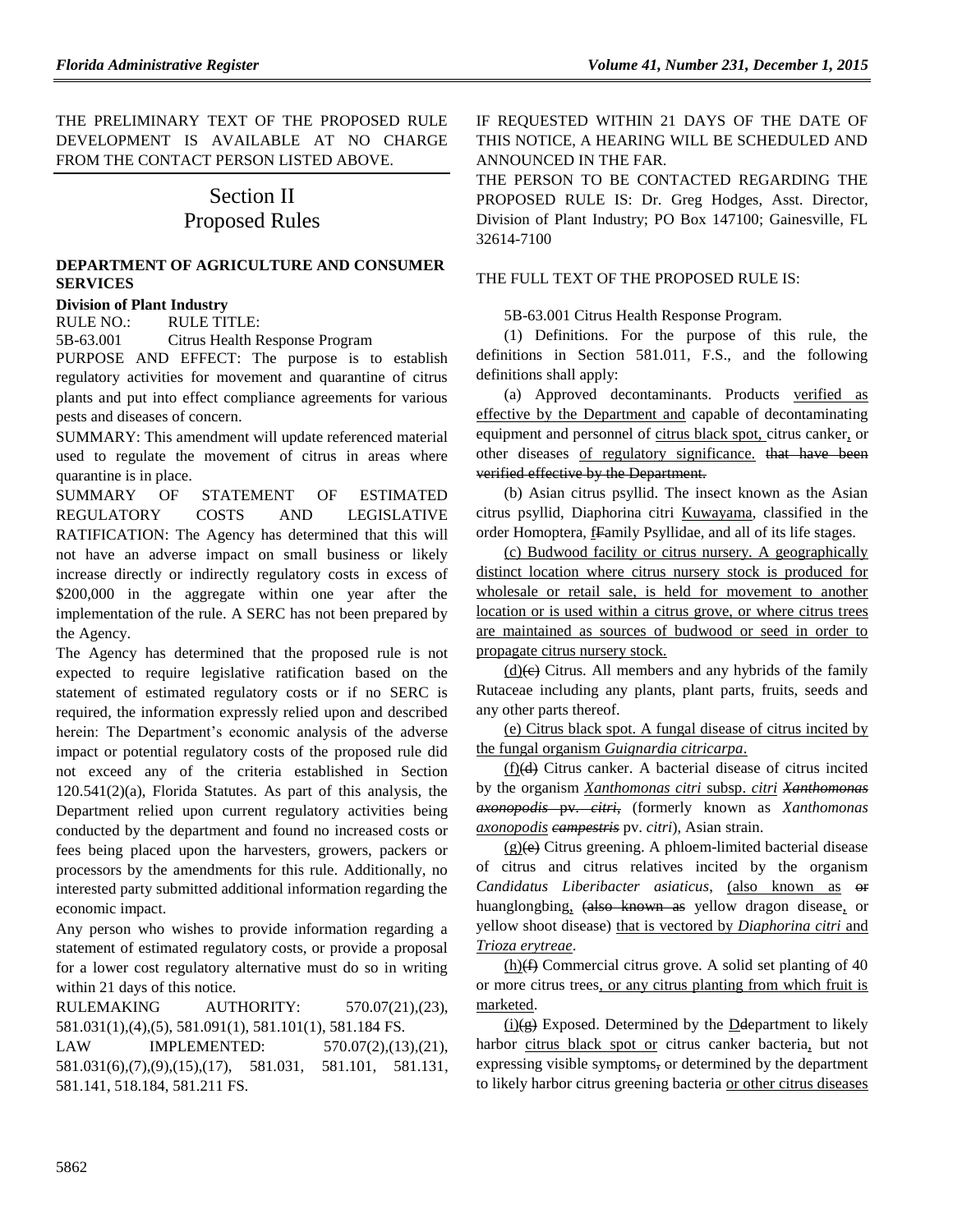THE PRELIMINARY TEXT OF THE PROPOSED RULE DEVELOPMENT IS AVAILABLE AT NO CHARGE FROM THE CONTACT PERSON LISTED ABOVE.

# Section II
# Proposed Rules

### DEPARTMENT OF AGRICULTURE AND CONSUMER SERVICES

**Division of Plant Industry**

RULE NO.: RULE TITLE:

5B-63.001 Citrus Health Response Program

PURPOSE AND EFFECT: The purpose is to establish regulatory activities for movement and quarantine of citrus plants and put into effect compliance agreements for various pests and diseases of concern.

SUMMARY: This amendment will update referenced material used to regulate the movement of citrus in areas where quarantine is in place.

SUMMARY OF STATEMENT OF ESTIMATED REGULATORY COSTS AND LEGISLATIVE RATIFICATION: The Agency has determined that this will not have an adverse impact on small business or likely increase directly or indirectly regulatory costs in excess of $200,000 in the aggregate within one year after the implementation of the rule. A SERC has not been prepared by the Agency.

The Agency has determined that the proposed rule is not expected to require legislative ratification based on the statement of estimated regulatory costs or if no SERC is required, the information expressly relied upon and described herein: The Department's economic analysis of the adverse impact or potential regulatory costs of the proposed rule did not exceed any of the criteria established in Section 120.541(2)(a), Florida Statutes. As part of this analysis, the Department relied upon current regulatory activities being conducted by the department and found no increased costs or fees being placed upon the harvesters, growers, packers or processors by the amendments for this rule. Additionally, no interested party submitted additional information regarding the economic impact.

Any person who wishes to provide information regarding a statement of estimated regulatory costs, or provide a proposal for a lower cost regulatory alternative must do so in writing within 21 days of this notice.

RULEMAKING AUTHORITY: 570.07(21),(23), 581.031(1),(4),(5), 581.091(1), 581.101(1), 581.184 FS.

LAW IMPLEMENTED: 570.07(2),(13),(21), 581.031(6),(7),(9),(15),(17), 581.031, 581.101, 581.131, 581.141, 518.184, 581.211 FS.

IF REQUESTED WITHIN 21 DAYS OF THE DATE OF THIS NOTICE, A HEARING WILL BE SCHEDULED AND ANNOUNCED IN THE FAR.

THE PERSON TO BE CONTACTED REGARDING THE PROPOSED RULE IS: Dr. Greg Hodges, Asst. Director, Division of Plant Industry; PO Box 147100; Gainesville, FL 32614-7100

THE FULL TEXT OF THE PROPOSED RULE IS:

5B-63.001 Citrus Health Response Program.

(1) Definitions. For the purpose of this rule, the definitions in Section 581.011, F.S., and the following definitions shall apply:

(a) Approved decontaminants. Products verified as effective by the Department and capable of decontaminating equipment and personnel of citrus black spot, citrus canker, or other diseases of regulatory significance. ~~that have been verified effective by the Department.~~

(b) Asian citrus psyllid. The insect known as the Asian citrus psyllid, Diaphorina citri Kuwayama, classified in the order Homoptera, f~~F~~amily Psyllidae, and all of its life stages.

(c) Budwood facility or citrus nursery. A geographically distinct location where citrus nursery stock is produced for wholesale or retail sale, is held for movement to another location or is used within a citrus grove, or where citrus trees are maintained as sources of budwood or seed in order to propagate citrus nursery stock.

(d)~~(c)~~ Citrus. All members and any hybrids of the family Rutaceae including any plants, plant parts, fruits, seeds and any other parts thereof.

(e) Citrus black spot. A fungal disease of citrus incited by the fungal organism *Guignardia citricarpa*.

(f)~~(d)~~ Citrus canker. A bacterial disease of citrus incited by the organism *Xanthomonas citri* subsp. *citri* ~~*Xanthomonas axonopodis* pv. *citri*,~~ (formerly known as *Xanthomonas axonopodis* ~~*campestris*~~ pv. *citri*), Asian strain.

(g)~~(e)~~ Citrus greening. A phloem-limited bacterial disease of citrus and citrus relatives incited by the organism *Candidatus Liberibacter asiaticus*, (also known as ~~or~~ huanglongbing, ~~(also known as~~ yellow dragon disease, or yellow shoot disease) that is vectored by *Diaphorina citri* and *Trioza erytreae*.

(h)~~(f)~~ Commercial citrus grove. A solid set planting of 40 or more citrus trees, or any citrus planting from which fruit is marketed.

(i)~~(g)~~ Exposed. Determined by the D~~d~~epartment to likely harbor citrus black spot or citrus canker bacteria, but not expressing visible symptoms~~,~~ or determined by the department to likely harbor citrus greening bacteria or other citrus diseases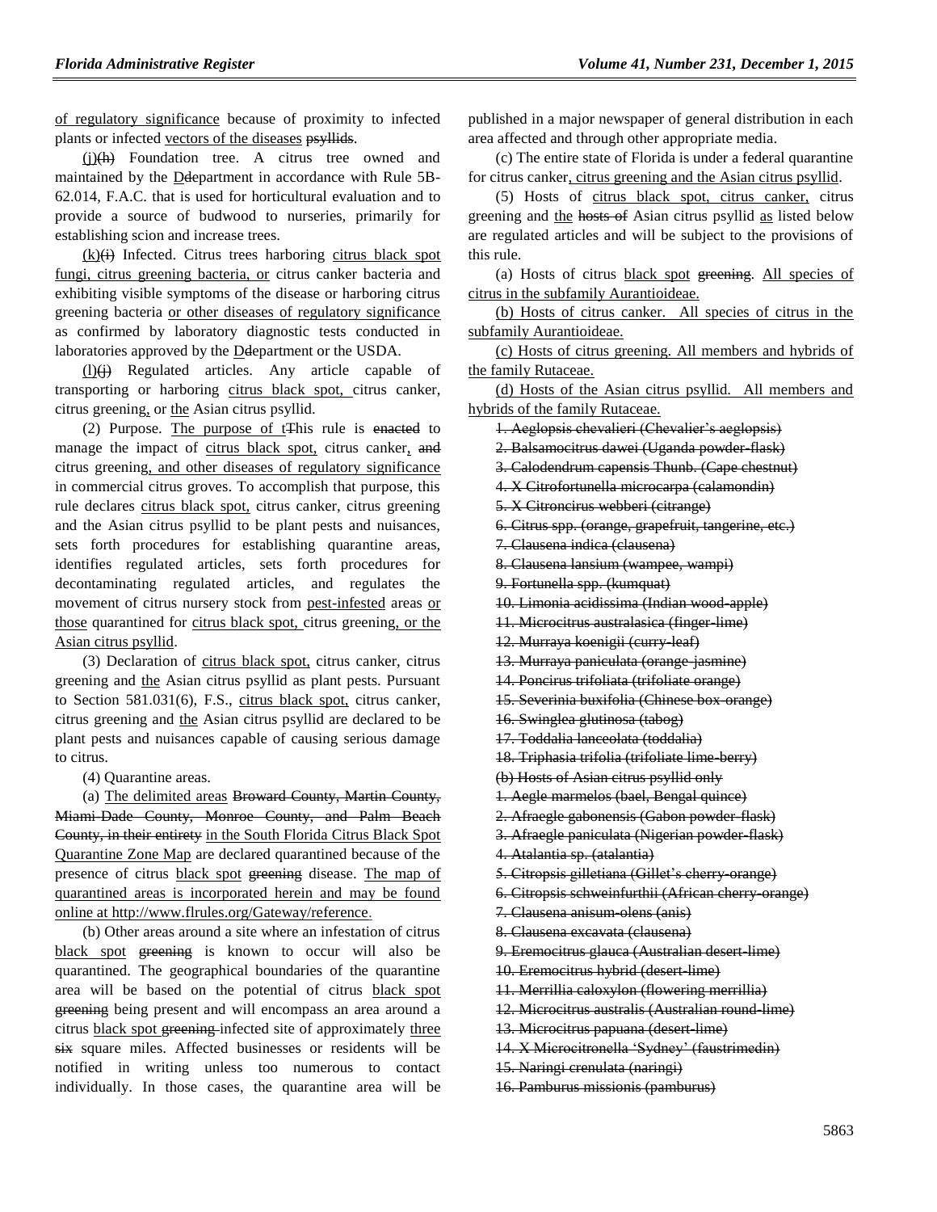<u>of regulatory significance</u> because of proximity to infected plants or infected <u>vectors of the diseases</u> ~~psyllids~~.

<u>(j)</u>~~(h)~~ Foundation tree. A citrus tree owned and maintained by the <u>D</u>~~d~~epartment in accordance with Rule 5B-62.014, F.A.C. that is used for horticultural evaluation and to provide a source of budwood to nurseries, primarily for establishing scion and increase trees.

<u>(k)</u>~~(i)~~ Infected. Citrus trees harboring <u>citrus black spot fungi, citrus greening bacteria, or</u> citrus canker bacteria and exhibiting visible symptoms of the disease or harboring citrus greening bacteria <u>or other diseases of regulatory significance</u> as confirmed by laboratory diagnostic tests conducted in laboratories approved by the <u>D</u>~~d~~epartment or the USDA.

<u>(l)</u>~~(j)~~ Regulated articles. Any article capable of transporting or harboring <u>citrus black spot,</u> citrus canker, citrus greening<u>,</u> or <u>the</u> Asian citrus psyllid.

(2) Purpose. <u>The purpose of t</u>~~T~~his rule is ~~enacted~~ to manage the impact of <u>citrus black spot,</u> citrus canker<u>,</u> ~~and~~ citrus greening<u>, and other diseases of regulatory significance</u> in commercial citrus groves. To accomplish that purpose, this rule declares <u>citrus black spot,</u> citrus canker, citrus greening and the Asian citrus psyllid to be plant pests and nuisances, sets forth procedures for establishing quarantine areas, identifies regulated articles, sets forth procedures for decontaminating regulated articles, and regulates the movement of citrus nursery stock from <u>pest-infested</u> areas <u>or those</u> quarantined for <u>citrus black spot,</u> citrus greening<u>, or the Asian citrus psyllid</u>.

(3) Declaration of <u>citrus black spot,</u> citrus canker, citrus greening and <u>the</u> Asian citrus psyllid as plant pests. Pursuant to Section 581.031(6), F.S., <u>citrus black spot,</u> citrus canker, citrus greening and <u>the</u> Asian citrus psyllid are declared to be plant pests and nuisances capable of causing serious damage to citrus.

(4) Quarantine areas.

(a) <u>The delimited areas</u> ~~Broward County, Martin County, Miami-Dade County, Monroe County, and Palm Beach County, in their entirety~~ <u>in the South Florida Citrus Black Spot Quarantine Zone Map</u> are declared quarantined because of the presence of citrus <u>black spot</u> ~~greening~~ disease. <u>The map of quarantined areas is incorporated herein and may be found online at http://www.flrules.org/Gateway/reference.</u>

(b) Other areas around a site where an infestation of citrus <u>black spot</u> ~~greening~~ is known to occur will also be quarantined. The geographical boundaries of the quarantine area will be based on the potential of citrus <u>black spot</u> ~~greening~~ being present and will encompass an area around a citrus <u>black spot</u> ~~greening~~ infected site of approximately <u>three</u> ~~six~~ square miles. Affected businesses or residents will be notified in writing unless too numerous to contact individually. In those cases, the quarantine area will be published in a major newspaper of general distribution in each area affected and through other appropriate media.

(c) The entire state of Florida is under a federal quarantine for citrus canker<u>, citrus greening and the Asian citrus psyllid</u>.

(5) Hosts of <u>citrus black spot, citrus canker,</u> citrus greening and <u>the</u> ~~hosts of~~ Asian citrus psyllid <u>as</u> listed below are regulated articles and will be subject to the provisions of this rule.

(a) Hosts of citrus <u>black spot</u> ~~greening~~. <u>All species of citrus in the subfamily Aurantioideae.</u>

<u>(b) Hosts of citrus canker. All species of citrus in the subfamily Aurantioideae.</u>

<u>(c) Hosts of citrus greening. All members and hybrids of the family Rutaceae.</u>

<u>(d) Hosts of the Asian citrus psyllid. All members and hybrids of the family Rutaceae.</u>

~~1. Aeglopsis chevalieri (Chevalier's aeglopsis)~~

~~2. Balsamocitrus dawei (Uganda powder-flask)~~

~~3. Calodendrum capensis Thunb. (Cape chestnut)~~

~~4. X Citrofortunella microcarpa (calamondin)~~

~~5. X Citroncirus webberi (citrange)~~

~~6. Citrus spp. (orange, grapefruit, tangerine, etc.)~~

~~7. Clausena indica (clausena)~~

~~8. Clausena lansium (wampee, wampi)~~

~~9. Fortunella spp. (kumquat)~~

~~10. Limonia acidissima (Indian wood-apple)~~

~~11. Microcitrus australasica (finger-lime)~~

~~12. Murraya koenigii (curry-leaf)~~

~~13. Murraya paniculata (orange-jasmine)~~

~~14. Poncirus trifoliata (trifoliate orange)~~

~~15. Severinia buxifolia (Chinese box-orange)~~

~~16. Swinglea glutinosa (tabog)~~

~~17. Toddalia lanceolata (toddalia)~~

~~18. Triphasia trifolia (trifoliate lime-berry)~~

~~(b) Hosts of Asian citrus psyllid only~~

~~1. Aegle marmelos (bael, Bengal quince)~~

~~2. Afraegle gabonensis (Gabon powder-flask)~~

~~3. Afraegle paniculata (Nigerian powder-flask)~~

~~4. Atalantia sp. (atalantia)~~

~~5. Citropsis gilletiana (Gillet's cherry-orange)~~

~~6. Citropsis schweinfurthii (African cherry-orange)~~

~~7. Clausena anisum-olens (anis)~~

~~8. Clausena excavata (clausena)~~

~~9. Eremocitrus glauca (Australian desert-lime)~~

~~10. Eremocitrus hybrid (desert-lime)~~

~~11. Merrillia caloxylon (flowering merrillia)~~

~~12. Microcitrus australis (Australian round-lime)~~

~~13. Microcitrus papuana (desert-lime)~~

~~14. X Microcitronella 'Sydney' (faustrimedin)~~

~~15. Naringi crenulata (naringi)~~

~~16. Pamburus missionis (pamburus)~~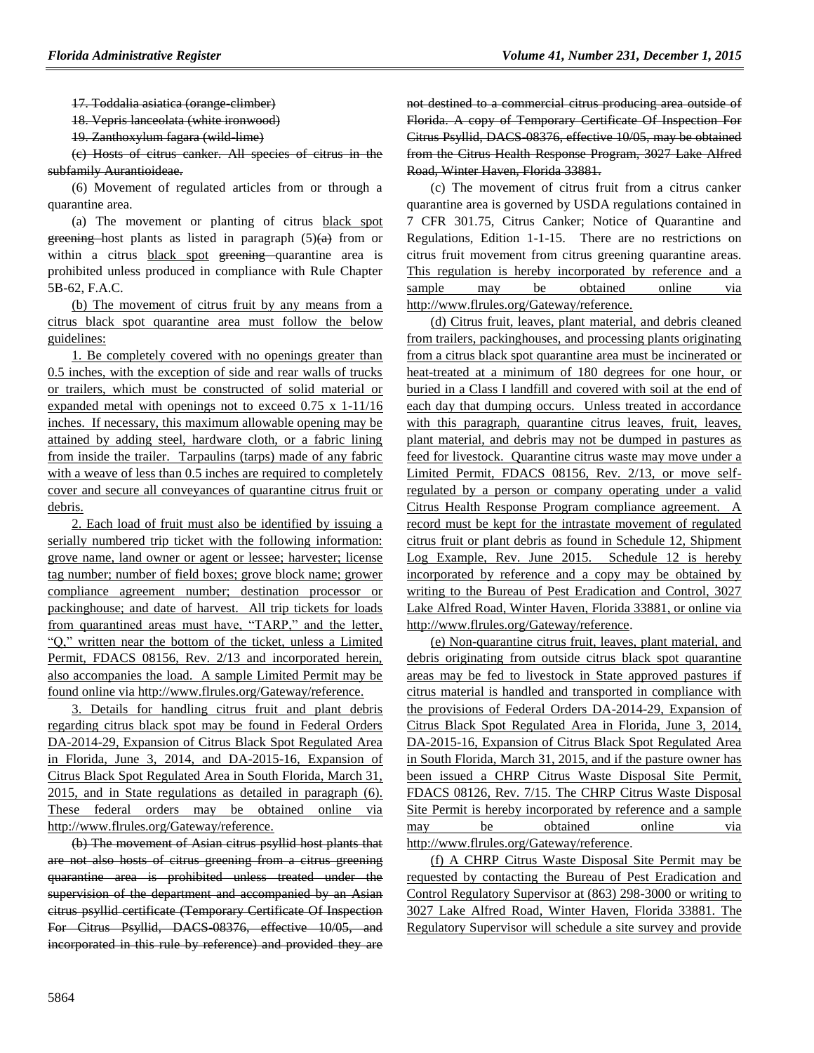~~17. Toddalia asiatica (orange-climber)~~

~~18. Vepris lanceolata (white ironwood)~~

~~19. Zanthoxylum fagara (wild-lime)~~

~~(c) Hosts of citrus canker. All species of citrus in the subfamily Aurantioideae.~~

(6) Movement of regulated articles from or through a quarantine area.

(a) The movement or planting of citrus <u>black spot</u> ~~greening~~ host plants as listed in paragraph (5)~~(a)~~ from or within a citrus <u>black spot</u> ~~greening~~ quarantine area is prohibited unless produced in compliance with Rule Chapter 5B-62, F.A.C.

<u>(b) The movement of citrus fruit by any means from a citrus black spot quarantine area must follow the below guidelines:</u>

<u>1. Be completely covered with no openings greater than 0.5 inches, with the exception of side and rear walls of trucks or trailers, which must be constructed of solid material or expanded metal with openings not to exceed 0.75 x 1-11/16 inches. If necessary, this maximum allowable opening may be attained by adding steel, hardware cloth, or a fabric lining from inside the trailer. Tarpaulins (tarps) made of any fabric with a weave of less than 0.5 inches are required to completely cover and secure all conveyances of quarantine citrus fruit or debris.</u>

<u>2. Each load of fruit must also be identified by issuing a serially numbered trip ticket with the following information: grove name, land owner or agent or lessee; harvester; license tag number; number of field boxes; grove block name; grower compliance agreement number; destination processor or packinghouse; and date of harvest. All trip tickets for loads from quarantined areas must have, "TARP," and the letter, "Q," written near the bottom of the ticket, unless a Limited Permit, FDACS 08156, Rev. 2/13 and incorporated herein, also accompanies the load. A sample Limited Permit may be found online via http://www.flrules.org/Gateway/reference.</u>

<u>3. Details for handling citrus fruit and plant debris regarding citrus black spot may be found in Federal Orders DA-2014-29, Expansion of Citrus Black Spot Regulated Area in Florida, June 3, 2014, and DA-2015-16, Expansion of Citrus Black Spot Regulated Area in South Florida, March 31, 2015, and in State regulations as detailed in paragraph (6). These federal orders may be obtained online via http://www.flrules.org/Gateway/reference.</u>

~~(b) The movement of Asian citrus psyllid host plants that are not also hosts of citrus greening from a citrus greening quarantine area is prohibited unless treated under the supervision of the department and accompanied by an Asian citrus psyllid certificate (Temporary Certificate Of Inspection For Citrus Psyllid, DACS-08376, effective 10/05, and incorporated in this rule by reference) and provided they are not destined to a commercial citrus producing area outside of Florida. A copy of Temporary Certificate Of Inspection For Citrus Psyllid, DACS-08376, effective 10/05, may be obtained from the Citrus Health Response Program, 3027 Lake Alfred Road, Winter Haven, Florida 33881.~~

(c) The movement of citrus fruit from a citrus canker quarantine area is governed by USDA regulations contained in 7 CFR 301.75, Citrus Canker; Notice of Quarantine and Regulations, Edition 1-1-15. There are no restrictions on citrus fruit movement from citrus greening quarantine areas. <u>This regulation is hereby incorporated by reference and a sample may be obtained online via http://www.flrules.org/Gateway/reference.</u>

<u>(d) Citrus fruit, leaves, plant material, and debris cleaned from trailers, packinghouses, and processing plants originating from a citrus black spot quarantine area must be incinerated or heat-treated at a minimum of 180 degrees for one hour, or buried in a Class I landfill and covered with soil at the end of each day that dumping occurs. Unless treated in accordance with this paragraph, quarantine citrus leaves, fruit, leaves, plant material, and debris may not be dumped in pastures as feed for livestock. Quarantine citrus waste may move under a Limited Permit, FDACS 08156, Rev. 2/13, or move self-regulated by a person or company operating under a valid Citrus Health Response Program compliance agreement. A record must be kept for the intrastate movement of regulated citrus fruit or plant debris as found in Schedule 12, Shipment Log Example, Rev. June 2015. Schedule 12 is hereby incorporated by reference and a copy may be obtained by writing to the Bureau of Pest Eradication and Control, 3027 Lake Alfred Road, Winter Haven, Florida 33881, or online via http://www.flrules.org/Gateway/reference.</u>

<u>(e) Non-quarantine citrus fruit, leaves, plant material, and debris originating from outside citrus black spot quarantine areas may be fed to livestock in State approved pastures if citrus material is handled and transported in compliance with the provisions of Federal Orders DA-2014-29, Expansion of Citrus Black Spot Regulated Area in Florida, June 3, 2014, DA-2015-16, Expansion of Citrus Black Spot Regulated Area in South Florida, March 31, 2015, and if the pasture owner has been issued a CHRP Citrus Waste Disposal Site Permit, FDACS 08126, Rev. 7/15. The CHRP Citrus Waste Disposal Site Permit is hereby incorporated by reference and a sample may be obtained online via http://www.flrules.org/Gateway/reference.</u>

<u>(f) A CHRP Citrus Waste Disposal Site Permit may be requested by contacting the Bureau of Pest Eradication and Control Regulatory Supervisor at (863) 298-3000 or writing to 3027 Lake Alfred Road, Winter Haven, Florida 33881. The Regulatory Supervisor will schedule a site survey and provide</u>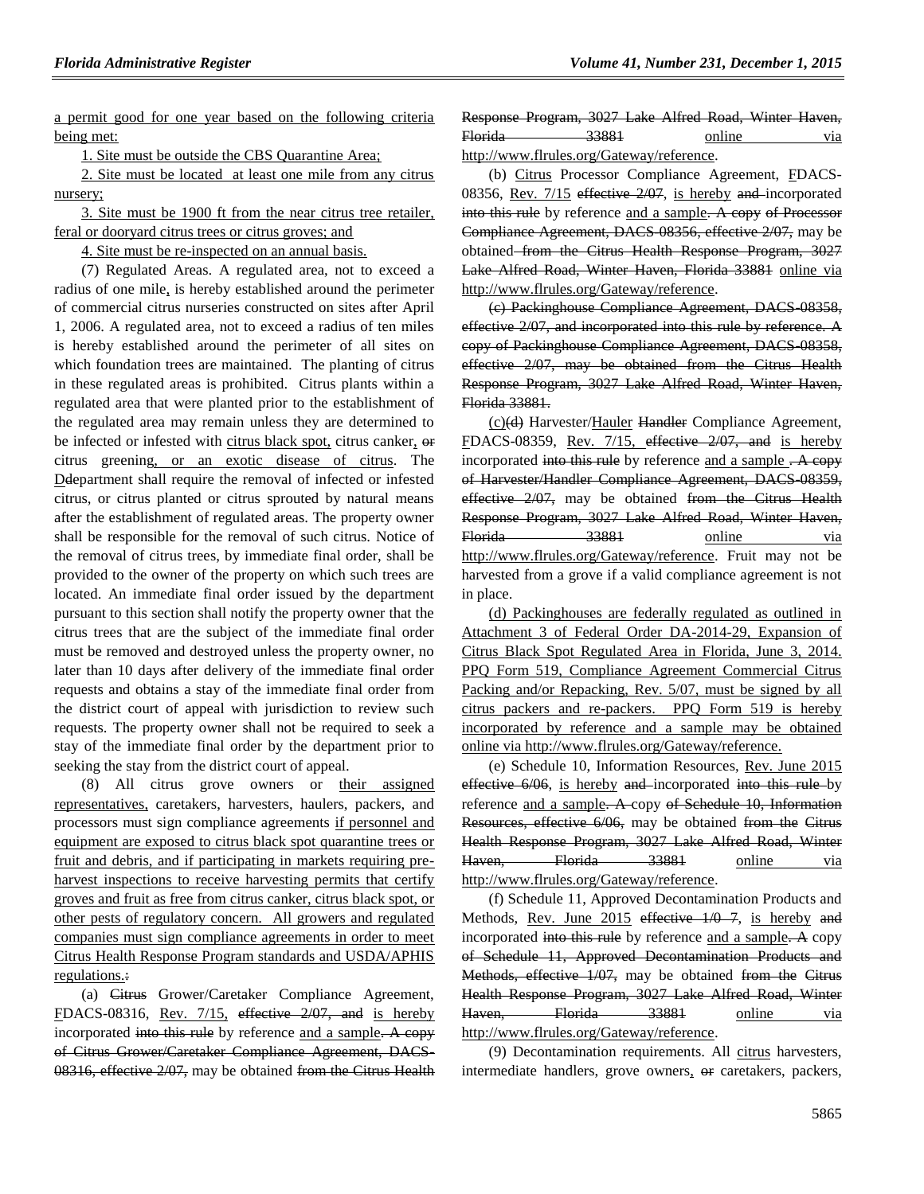a permit good for one year based on the following criteria being met:

1. Site must be outside the CBS Quarantine Area;

2. Site must be located at least one mile from any citrus nursery;

3. Site must be 1900 ft from the near citrus tree retailer, feral or dooryard citrus trees or citrus groves; and

4. Site must be re-inspected on an annual basis.

(7) Regulated Areas. A regulated area, not to exceed a radius of one mile, is hereby established around the perimeter of commercial citrus nurseries constructed on sites after April 1, 2006. A regulated area, not to exceed a radius of ten miles is hereby established around the perimeter of all sites on which foundation trees are maintained. The planting of citrus in these regulated areas is prohibited. Citrus plants within a regulated area that were planted prior to the establishment of the regulated area may remain unless they are determined to be infected or infested with citrus black spot, citrus canker, or citrus greening, or an exotic disease of citrus. The Ddepartment shall require the removal of infected or infested citrus, or citrus planted or citrus sprouted by natural means after the establishment of regulated areas. The property owner shall be responsible for the removal of such citrus. Notice of the removal of citrus trees, by immediate final order, shall be provided to the owner of the property on which such trees are located. An immediate final order issued by the department pursuant to this section shall notify the property owner that the citrus trees that are the subject of the immediate final order must be removed and destroyed unless the property owner, no later than 10 days after delivery of the immediate final order requests and obtains a stay of the immediate final order from the district court of appeal with jurisdiction to review such requests. The property owner shall not be required to seek a stay of the immediate final order by the department prior to seeking the stay from the district court of appeal.

(8) All citrus grove owners or their assigned representatives, caretakers, harvesters, haulers, packers, and processors must sign compliance agreements if personnel and equipment are exposed to citrus black spot quarantine trees or fruit and debris, and if participating in markets requiring pre-harvest inspections to receive harvesting permits that certify groves and fruit as free from citrus canker, citrus black spot, or other pests of regulatory concern. All growers and regulated companies must sign compliance agreements in order to meet Citrus Health Response Program standards and USDA/APHIS regulations.:

(a) Citrus Grower/Caretaker Compliance Agreement, FDACS-08316, Rev. 7/15, effective 2/07, and is hereby incorporated into this rule by reference and a sample. A copy of Citrus Grower/Caretaker Compliance Agreement, DACS-08316, effective 2/07, may be obtained from the Citrus Health Response Program, 3027 Lake Alfred Road, Winter Haven, Florida 33881 online via http://www.flrules.org/Gateway/reference.

(b) Citrus Processor Compliance Agreement, FDACS-08356, Rev. 7/15 effective 2/07, is hereby and incorporated into this rule by reference and a sample. A copy of Processor Compliance Agreement, DACS-08356, effective 2/07, may be obtained from the Citrus Health Response Program, 3027 Lake Alfred Road, Winter Haven, Florida 33881 online via http://www.flrules.org/Gateway/reference.

(c) Packinghouse Compliance Agreement, DACS-08358, effective 2/07, and incorporated into this rule by reference. A copy of Packinghouse Compliance Agreement, DACS-08358, effective 2/07, may be obtained from the Citrus Health Response Program, 3027 Lake Alfred Road, Winter Haven, Florida 33881.

(c)(d) Harvester/Hauler Handler Compliance Agreement, FDACS-08359, Rev. 7/15, effective 2/07, and is hereby incorporated into this rule by reference and a sample . A copy of Harvester/Handler Compliance Agreement, DACS-08359, effective 2/07, may be obtained from the Citrus Health Response Program, 3027 Lake Alfred Road, Winter Haven, Florida 33881 online via http://www.flrules.org/Gateway/reference. Fruit may not be harvested from a grove if a valid compliance agreement is not in place.

(d) Packinghouses are federally regulated as outlined in Attachment 3 of Federal Order DA-2014-29, Expansion of Citrus Black Spot Regulated Area in Florida, June 3, 2014. PPQ Form 519, Compliance Agreement Commercial Citrus Packing and/or Repacking, Rev. 5/07, must be signed by all citrus packers and re-packers. PPQ Form 519 is hereby incorporated by reference and a sample may be obtained online via http://www.flrules.org/Gateway/reference.

(e) Schedule 10, Information Resources, Rev. June 2015 effective 6/06, is hereby and incorporated into this rule by reference and a sample. A copy of Schedule 10, Information Resources, effective 6/06, may be obtained from the Citrus Health Response Program, 3027 Lake Alfred Road, Winter Haven, Florida 33881 online via http://www.flrules.org/Gateway/reference.

(f) Schedule 11, Approved Decontamination Products and Methods, Rev. June 2015 effective 1/0 7, is hereby and incorporated into this rule by reference and a sample. A copy of Schedule 11, Approved Decontamination Products and Methods, effective 1/07, may be obtained from the Citrus Health Response Program, 3027 Lake Alfred Road, Winter Haven, Florida 33881 online via http://www.flrules.org/Gateway/reference.

(9) Decontamination requirements. All citrus harvesters, intermediate handlers, grove owners, or caretakers, packers,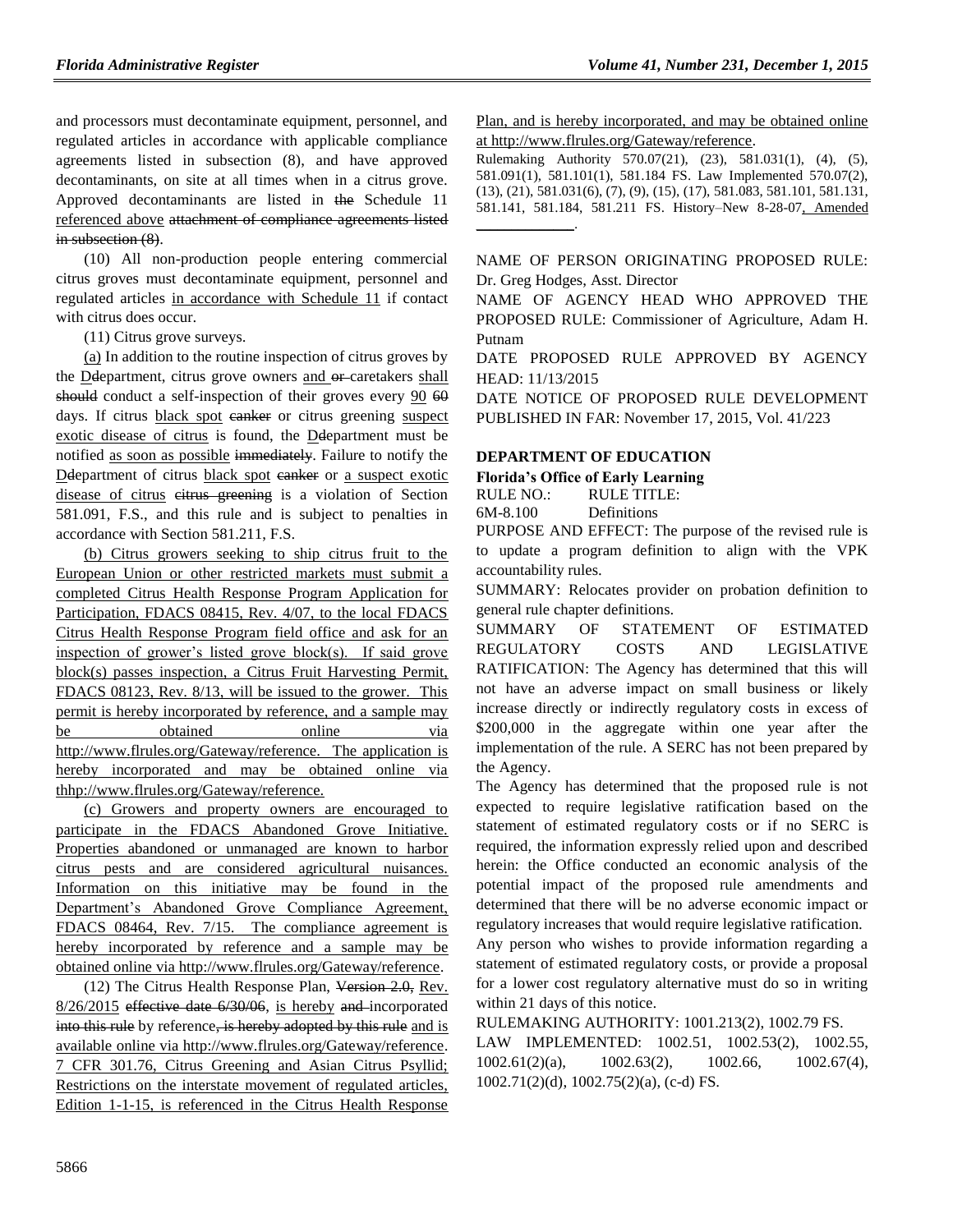and processors must decontaminate equipment, personnel, and regulated articles in accordance with applicable compliance agreements listed in subsection (8), and have approved decontaminants, on site at all times when in a citrus grove. Approved decontaminants are listed in ~~the~~ Schedule 11 referenced above ~~attachment of compliance agreements listed in subsection (8)~~.

(10) All non-production people entering commercial citrus groves must decontaminate equipment, personnel and regulated articles in accordance with Schedule 11 if contact with citrus does occur.

(11) Citrus grove surveys.

(a) In addition to the routine inspection of citrus groves by the D~~d~~epartment, citrus grove owners and ~~or~~ caretakers shall ~~should~~ conduct a self-inspection of their groves every 90 ~~60~~ days. If citrus black spot ~~canker~~ or citrus greening suspect exotic disease of citrus is found, the D~~d~~epartment must be notified as soon as possible ~~immediately~~. Failure to notify the D~~d~~epartment of citrus black spot ~~canker~~ or a suspect exotic disease of citrus ~~citrus greening~~ is a violation of Section 581.091, F.S., and this rule and is subject to penalties in accordance with Section 581.211, F.S.

(b) Citrus growers seeking to ship citrus fruit to the European Union or other restricted markets must submit a completed Citrus Health Response Program Application for Participation, FDACS 08415, Rev. 4/07, to the local FDACS Citrus Health Response Program field office and ask for an inspection of grower's listed grove block(s). If said grove block(s) passes inspection, a Citrus Fruit Harvesting Permit, FDACS 08123, Rev. 8/13, will be issued to the grower. This permit is hereby incorporated by reference, and a sample may be obtained online via http://www.flrules.org/Gateway/reference. The application is hereby incorporated and may be obtained online via thhp://www.flrules.org/Gateway/reference.

(c) Growers and property owners are encouraged to participate in the FDACS Abandoned Grove Initiative. Properties abandoned or unmanaged are known to harbor citrus pests and are considered agricultural nuisances. Information on this initiative may be found in the Department's Abandoned Grove Compliance Agreement, FDACS 08464, Rev. 7/15. The compliance agreement is hereby incorporated by reference and a sample may be obtained online via http://www.flrules.org/Gateway/reference.

(12) The Citrus Health Response Plan, ~~Version 2.0,~~ Rev. 8/26/2015 ~~effective date 6/30/06~~, is hereby ~~and~~ incorporated ~~into this rule~~ by reference~~, is hereby adopted by this rule~~ and is available online via http://www.flrules.org/Gateway/reference. 7 CFR 301.76, Citrus Greening and Asian Citrus Psyllid; Restrictions on the interstate movement of regulated articles, Edition 1-1-15, is referenced in the Citrus Health Response Plan, and is hereby incorporated, and may be obtained online at http://www.flrules.org/Gateway/reference.

Rulemaking Authority 570.07(21), (23), 581.031(1), (4), (5), 581.091(1), 581.101(1), 581.184 FS. Law Implemented 570.07(2), (13), (21), 581.031(6), (7), (9), (15), (17), 581.083, 581.101, 581.131, 581.141, 581.184, 581.211 FS. History–New 8-28-07, Amended ________.

NAME OF PERSON ORIGINATING PROPOSED RULE: Dr. Greg Hodges, Asst. Director

NAME OF AGENCY HEAD WHO APPROVED THE PROPOSED RULE: Commissioner of Agriculture, Adam H. Putnam

DATE PROPOSED RULE APPROVED BY AGENCY HEAD: 11/13/2015

DATE NOTICE OF PROPOSED RULE DEVELOPMENT PUBLISHED IN FAR: November 17, 2015, Vol. 41/223

## DEPARTMENT OF EDUCATION

### Florida's Office of Early Learning

RULE NO.: RULE TITLE:

6M-8.100 Definitions

PURPOSE AND EFFECT: The purpose of the revised rule is to update a program definition to align with the VPK accountability rules.

SUMMARY: Relocates provider on probation definition to general rule chapter definitions.

SUMMARY OF STATEMENT OF ESTIMATED REGULATORY COSTS AND LEGISLATIVE RATIFICATION: The Agency has determined that this will not have an adverse impact on small business or likely increase directly or indirectly regulatory costs in excess of $200,000 in the aggregate within one year after the implementation of the rule. A SERC has not been prepared by the Agency.

The Agency has determined that the proposed rule is not expected to require legislative ratification based on the statement of estimated regulatory costs or if no SERC is required, the information expressly relied upon and described herein: the Office conducted an economic analysis of the potential impact of the proposed rule amendments and determined that there will be no adverse economic impact or regulatory increases that would require legislative ratification.

Any person who wishes to provide information regarding a statement of estimated regulatory costs, or provide a proposal for a lower cost regulatory alternative must do so in writing within 21 days of this notice.

RULEMAKING AUTHORITY: 1001.213(2), 1002.79 FS.

LAW IMPLEMENTED: 1002.51, 1002.53(2), 1002.55, 1002.61(2)(a), 1002.63(2), 1002.66, 1002.67(4), 1002.71(2)(d), 1002.75(2)(a), (c-d) FS.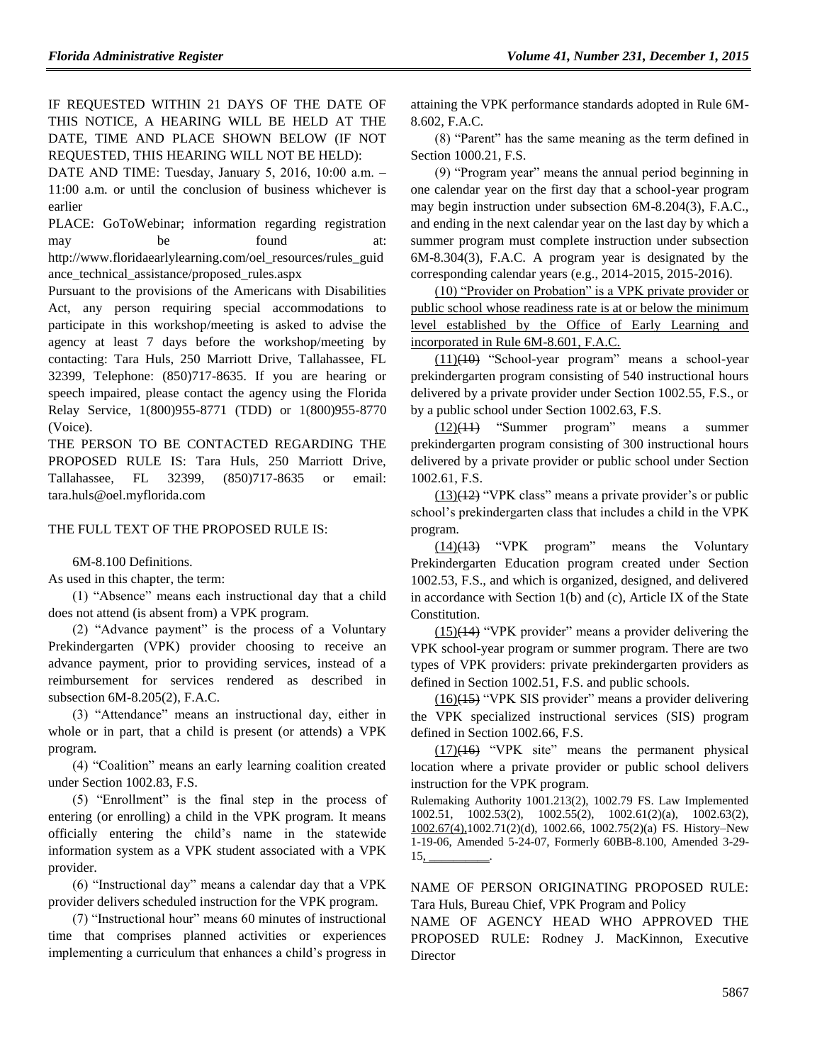IF REQUESTED WITHIN 21 DAYS OF THE DATE OF THIS NOTICE, A HEARING WILL BE HELD AT THE DATE, TIME AND PLACE SHOWN BELOW (IF NOT REQUESTED, THIS HEARING WILL NOT BE HELD):

DATE AND TIME: Tuesday, January 5, 2016, 10:00 a.m. – 11:00 a.m. or until the conclusion of business whichever is earlier

PLACE: GoToWebinar; information regarding registration may be found at: http://www.floridaearlylearning.com/oel_resources/rules_guidance_technical_assistance/proposed_rules.aspx

Pursuant to the provisions of the Americans with Disabilities Act, any person requiring special accommodations to participate in this workshop/meeting is asked to advise the agency at least 7 days before the workshop/meeting by contacting: Tara Huls, 250 Marriott Drive, Tallahassee, FL 32399, Telephone: (850)717-8635. If you are hearing or speech impaired, please contact the agency using the Florida Relay Service, 1(800)955-8771 (TDD) or 1(800)955-8770 (Voice).

THE PERSON TO BE CONTACTED REGARDING THE PROPOSED RULE IS: Tara Huls, 250 Marriott Drive, Tallahassee, FL 32399, (850)717-8635 or email: tara.huls@oel.myflorida.com

THE FULL TEXT OF THE PROPOSED RULE IS:

6M-8.100 Definitions.

As used in this chapter, the term:

(1) "Absence" means each instructional day that a child does not attend (is absent from) a VPK program.

(2) "Advance payment" is the process of a Voluntary Prekindergarten (VPK) provider choosing to receive an advance payment, prior to providing services, instead of a reimbursement for services rendered as described in subsection 6M-8.205(2), F.A.C.

(3) "Attendance" means an instructional day, either in whole or in part, that a child is present (or attends) a VPK program.

(4) "Coalition" means an early learning coalition created under Section 1002.83, F.S.

(5) "Enrollment" is the final step in the process of entering (or enrolling) a child in the VPK program. It means officially entering the child's name in the statewide information system as a VPK student associated with a VPK provider.

(6) "Instructional day" means a calendar day that a VPK provider delivers scheduled instruction for the VPK program.

(7) "Instructional hour" means 60 minutes of instructional time that comprises planned activities or experiences implementing a curriculum that enhances a child's progress in attaining the VPK performance standards adopted in Rule 6M-8.602, F.A.C.

(8) "Parent" has the same meaning as the term defined in Section 1000.21, F.S.

(9) "Program year" means the annual period beginning in one calendar year on the first day that a school-year program may begin instruction under subsection 6M-8.204(3), F.A.C., and ending in the next calendar year on the last day by which a summer program must complete instruction under subsection 6M-8.304(3), F.A.C. A program year is designated by the corresponding calendar years (e.g., 2014-2015, 2015-2016).

(10) "Provider on Probation" is a VPK private provider or public school whose readiness rate is at or below the minimum level established by the Office of Early Learning and incorporated in Rule 6M-8.601, F.A.C.

(11)~~(10)~~ "School-year program" means a school-year prekindergarten program consisting of 540 instructional hours delivered by a private provider under Section 1002.55, F.S., or by a public school under Section 1002.63, F.S.

(12)~~(11)~~ "Summer program" means a summer prekindergarten program consisting of 300 instructional hours delivered by a private provider or public school under Section 1002.61, F.S.

(13)~~(12)~~ "VPK class" means a private provider's or public school's prekindergarten class that includes a child in the VPK program.

(14)~~(13)~~ "VPK program" means the Voluntary Prekindergarten Education program created under Section 1002.53, F.S., and which is organized, designed, and delivered in accordance with Section 1(b) and (c), Article IX of the State Constitution.

(15)~~(14)~~ "VPK provider" means a provider delivering the VPK school-year program or summer program. There are two types of VPK providers: private prekindergarten providers as defined in Section 1002.51, F.S. and public schools.

(16)~~(15)~~ "VPK SIS provider" means a provider delivering the VPK specialized instructional services (SIS) program defined in Section 1002.66, F.S.

(17)~~(16)~~ "VPK site" means the permanent physical location where a private provider or public school delivers instruction for the VPK program.

Rulemaking Authority 1001.213(2), 1002.79 FS. Law Implemented 1002.51, 1002.53(2), 1002.55(2), 1002.61(2)(a), 1002.63(2), 1002.67(4), 1002.71(2)(d), 1002.66, 1002.75(2)(a) FS. History–New 1-19-06, Amended 5-24-07, Formerly 60BB-8.100, Amended 3-29-15, __________.

NAME OF PERSON ORIGINATING PROPOSED RULE: Tara Huls, Bureau Chief, VPK Program and Policy

NAME OF AGENCY HEAD WHO APPROVED THE PROPOSED RULE: Rodney J. MacKinnon, Executive Director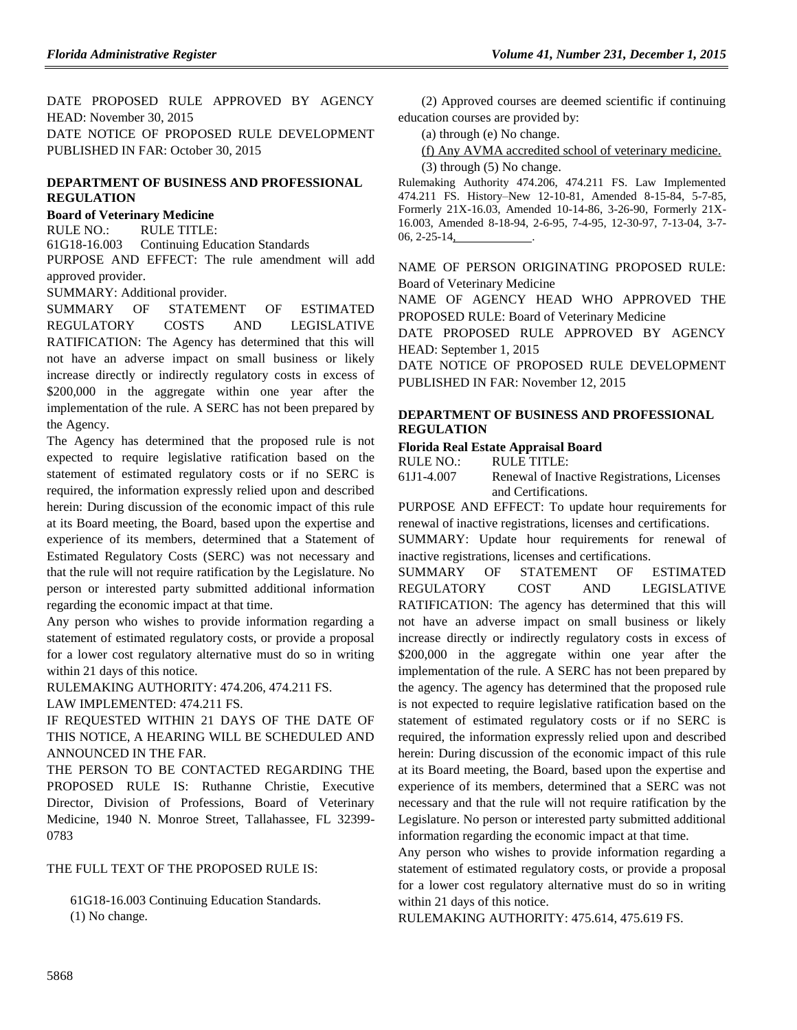DATE PROPOSED RULE APPROVED BY AGENCY HEAD: November 30, 2015

DATE NOTICE OF PROPOSED RULE DEVELOPMENT PUBLISHED IN FAR: October 30, 2015

### DEPARTMENT OF BUSINESS AND PROFESSIONAL REGULATION

#### Board of Veterinary Medicine

RULE NO.: RULE TITLE:

61G18-16.003 Continuing Education Standards

PURPOSE AND EFFECT: The rule amendment will add approved provider.

SUMMARY: Additional provider.

SUMMARY OF STATEMENT OF ESTIMATED REGULATORY COSTS AND LEGISLATIVE RATIFICATION: The Agency has determined that this will not have an adverse impact on small business or likely increase directly or indirectly regulatory costs in excess of $200,000 in the aggregate within one year after the implementation of the rule. A SERC has not been prepared by the Agency.

The Agency has determined that the proposed rule is not expected to require legislative ratification based on the statement of estimated regulatory costs or if no SERC is required, the information expressly relied upon and described herein: During discussion of the economic impact of this rule at its Board meeting, the Board, based upon the expertise and experience of its members, determined that a Statement of Estimated Regulatory Costs (SERC) was not necessary and that the rule will not require ratification by the Legislature. No person or interested party submitted additional information regarding the economic impact at that time.

Any person who wishes to provide information regarding a statement of estimated regulatory costs, or provide a proposal for a lower cost regulatory alternative must do so in writing within 21 days of this notice.

RULEMAKING AUTHORITY: 474.206, 474.211 FS.

LAW IMPLEMENTED: 474.211 FS.

IF REQUESTED WITHIN 21 DAYS OF THE DATE OF THIS NOTICE, A HEARING WILL BE SCHEDULED AND ANNOUNCED IN THE FAR.

THE PERSON TO BE CONTACTED REGARDING THE PROPOSED RULE IS: Ruthanne Christie, Executive Director, Division of Professions, Board of Veterinary Medicine, 1940 N. Monroe Street, Tallahassee, FL 32399-0783

THE FULL TEXT OF THE PROPOSED RULE IS:

61G18-16.003 Continuing Education Standards.

(1) No change.

(2) Approved courses are deemed scientific if continuing education courses are provided by:

(a) through (e) No change.

(f) Any AVMA accredited school of veterinary medicine.

(3) through (5) No change.

Rulemaking Authority 474.206, 474.211 FS. Law Implemented 474.211 FS. History–New 12-10-81, Amended 8-15-84, 5-7-85, Formerly 21X-16.03, Amended 10-14-86, 3-26-90, Formerly 21X-16.003, Amended 8-18-94, 2-6-95, 7-4-95, 12-30-97, 7-13-04, 3-7-06, 2-25-14, ____________.

NAME OF PERSON ORIGINATING PROPOSED RULE: Board of Veterinary Medicine

NAME OF AGENCY HEAD WHO APPROVED THE PROPOSED RULE: Board of Veterinary Medicine

DATE PROPOSED RULE APPROVED BY AGENCY HEAD: September 1, 2015

DATE NOTICE OF PROPOSED RULE DEVELOPMENT PUBLISHED IN FAR: November 12, 2015

### DEPARTMENT OF BUSINESS AND PROFESSIONAL REGULATION

#### Florida Real Estate Appraisal Board

RULE NO.: RULE TITLE:

61J1-4.007 Renewal of Inactive Registrations, Licenses and Certifications.

PURPOSE AND EFFECT: To update hour requirements for renewal of inactive registrations, licenses and certifications.

SUMMARY: Update hour requirements for renewal of inactive registrations, licenses and certifications.

SUMMARY OF STATEMENT OF ESTIMATED REGULATORY COST AND LEGISLATIVE RATIFICATION: The agency has determined that this will not have an adverse impact on small business or likely increase directly or indirectly regulatory costs in excess of $200,000 in the aggregate within one year after the implementation of the rule. A SERC has not been prepared by the agency. The agency has determined that the proposed rule is not expected to require legislative ratification based on the statement of estimated regulatory costs or if no SERC is required, the information expressly relied upon and described herein: During discussion of the economic impact of this rule at its Board meeting, the Board, based upon the expertise and experience of its members, determined that a SERC was not necessary and that the rule will not require ratification by the Legislature. No person or interested party submitted additional information regarding the economic impact at that time.

Any person who wishes to provide information regarding a statement of estimated regulatory costs, or provide a proposal for a lower cost regulatory alternative must do so in writing within 21 days of this notice.

RULEMAKING AUTHORITY: 475.614, 475.619 FS.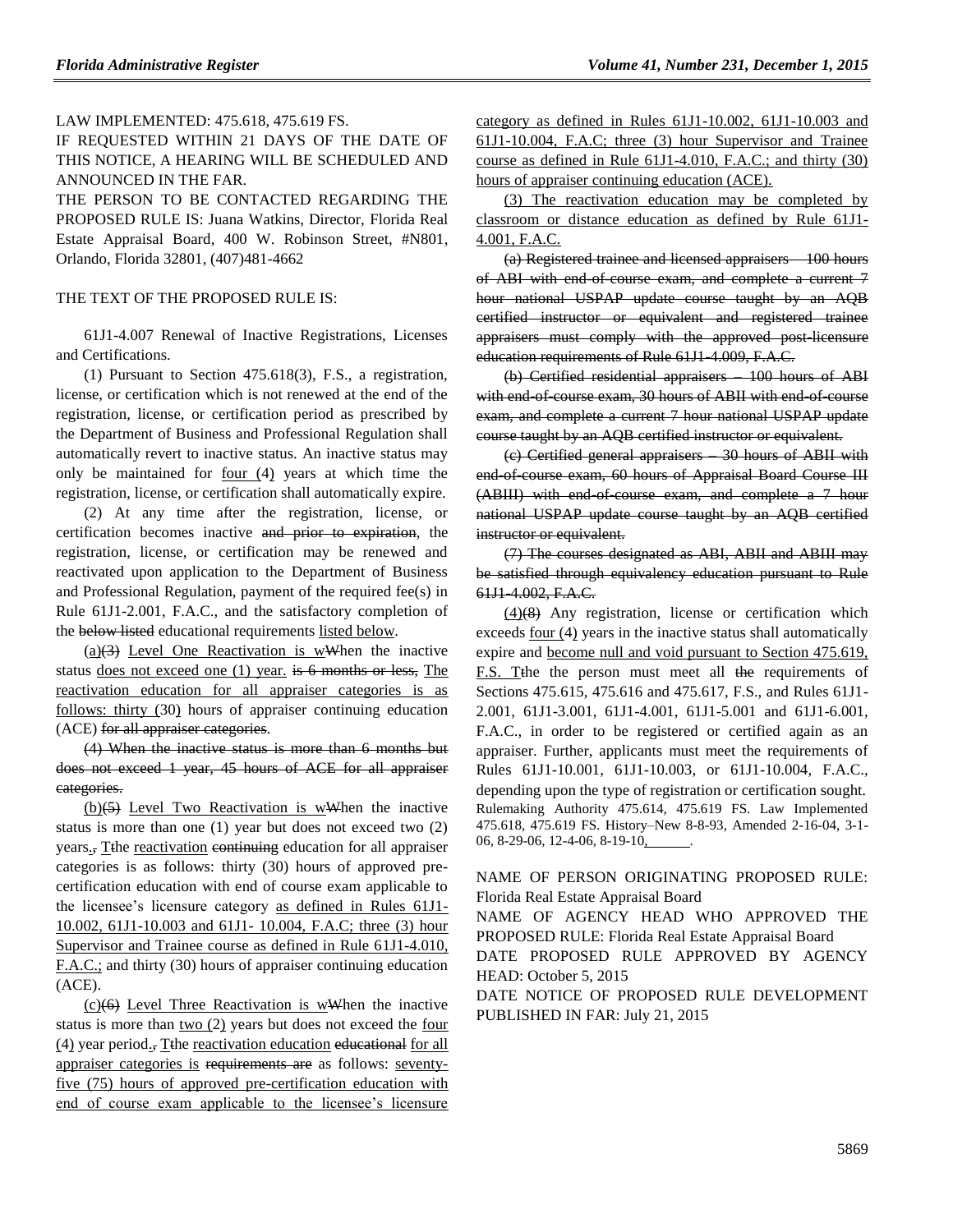LAW IMPLEMENTED: 475.618, 475.619 FS.

IF REQUESTED WITHIN 21 DAYS OF THE DATE OF THIS NOTICE, A HEARING WILL BE SCHEDULED AND ANNOUNCED IN THE FAR.

THE PERSON TO BE CONTACTED REGARDING THE PROPOSED RULE IS: Juana Watkins, Director, Florida Real Estate Appraisal Board, 400 W. Robinson Street, #N801, Orlando, Florida 32801, (407)481-4662

THE TEXT OF THE PROPOSED RULE IS:

61J1-4.007 Renewal of Inactive Registrations, Licenses and Certifications.

(1) Pursuant to Section 475.618(3), F.S., a registration, license, or certification which is not renewed at the end of the registration, license, or certification period as prescribed by the Department of Business and Professional Regulation shall automatically revert to inactive status. An inactive status may only be maintained for <u>four (4)</u> years at which time the registration, license, or certification shall automatically expire.

(2) At any time after the registration, license, or certification becomes inactive ~~and prior to expiration~~, the registration, license, or certification may be renewed and reactivated upon application to the Department of Business and Professional Regulation, payment of the required fee(s) in Rule 61J1-2.001, F.A.C., and the satisfactory completion of the ~~below listed~~ educational requirements <u>listed below</u>.

<u>(a)</u>~~(3)~~ <u>Level One Reactivation is w</u>~~W~~hen the inactive status <u>does not exceed one (1) year.</u> ~~is 6 months or less,~~ <u>The reactivation education for all appraiser categories is as follows: thirty (30)</u> hours of appraiser continuing education (ACE) ~~for all appraiser categories~~.

~~(4) When the inactive status is more than 6 months but does not exceed 1 year, 45 hours of ACE for all appraiser categories.~~

<u>(b)</u>~~(5)~~ <u>Level Two Reactivation is w</u>~~W~~hen the inactive status is more than one (1) year but does not exceed two (2) years<u>.</u>~~,~~ <u>T</u>~~t~~he <u>reactivation</u> ~~continuing~~ education for all appraiser categories is as follows: thirty (30) hours of approved pre-certification education with end of course exam applicable to the licensee's licensure category <u>as defined in Rules 61J1-10.002, 61J1-10.003 and 61J1- 10.004, F.A.C; three (3) hour Supervisor and Trainee course as defined in Rule 61J1-4.010, F.A.C.;</u> and thirty (30) hours of appraiser continuing education (ACE).

<u>(c)</u>~~(6)~~ <u>Level Three Reactivation is w</u>~~W~~hen the inactive status is more than <u>two (2)</u> years but does not exceed the <u>four (4)</u> year period<u>.</u>~~,~~ <u>T</u>~~t~~he <u>reactivation education</u> ~~educational~~ <u>for all appraiser categories is</u> ~~requirements are~~ as follows: <u>seventy-five (75) hours of approved pre-certification education with end of course exam applicable to the licensee's licensure category as defined in Rules 61J1-10.002, 61J1-10.003 and 61J1-10.004, F.A.C; three (3) hour Supervisor and Trainee course as defined in Rule 61J1-4.010, F.A.C.; and thirty (30) hours of appraiser continuing education (ACE).</u>

<u>(3) The reactivation education may be completed by classroom or distance education as defined by Rule 61J1-4.001, F.A.C.</u>

~~(a) Registered trainee and licensed appraisers – 100 hours of ABI with end-of-course exam, and complete a current 7 hour national USPAP update course taught by an AQB certified instructor or equivalent and registered trainee appraisers must comply with the approved post-licensure education requirements of Rule 61J1-4.009, F.A.C.~~

~~(b) Certified residential appraisers – 100 hours of ABI with end-of-course exam, 30 hours of ABII with end-of-course exam, and complete a current 7 hour national USPAP update course taught by an AQB certified instructor or equivalent.~~

~~(c) Certified general appraisers – 30 hours of ABII with end-of-course exam, 60 hours of Appraisal Board Course III (ABIII) with end-of-course exam, and complete a 7 hour national USPAP update course taught by an AQB certified instructor or equivalent.~~

~~(7) The courses designated as ABI, ABII and ABIII may be satisfied through equivalency education pursuant to Rule 61J1-4.002, F.A.C.~~

<u>(4)</u>~~(8)~~ Any registration, license or certification which exceeds <u>four (4)</u> years in the inactive status shall automatically expire and <u>become null and void pursuant to Section 475.619, F.S. T</u>~~t~~he the person must meet all ~~the~~ the requirements of Sections 475.615, 475.616 and 475.617, F.S., and Rules 61J1-2.001, 61J1-3.001, 61J1-4.001, 61J1-5.001 and 61J1-6.001, F.A.C., in order to be registered or certified again as an appraiser. Further, applicants must meet the requirements of Rules 61J1-10.001, 61J1-10.003, or 61J1-10.004, F.A.C., depending upon the type of registration or certification sought.

Rulemaking Authority 475.614, 475.619 FS. Law Implemented 475.618, 475.619 FS. History–New 8-8-93, Amended 2-16-04, 3-1-06, 8-29-06, 12-4-06, 8-19-10<u>, \_\_\_\_\_\_</u>.

NAME OF PERSON ORIGINATING PROPOSED RULE: Florida Real Estate Appraisal Board

NAME OF AGENCY HEAD WHO APPROVED THE PROPOSED RULE: Florida Real Estate Appraisal Board

DATE PROPOSED RULE APPROVED BY AGENCY HEAD: October 5, 2015

DATE NOTICE OF PROPOSED RULE DEVELOPMENT PUBLISHED IN FAR: July 21, 2015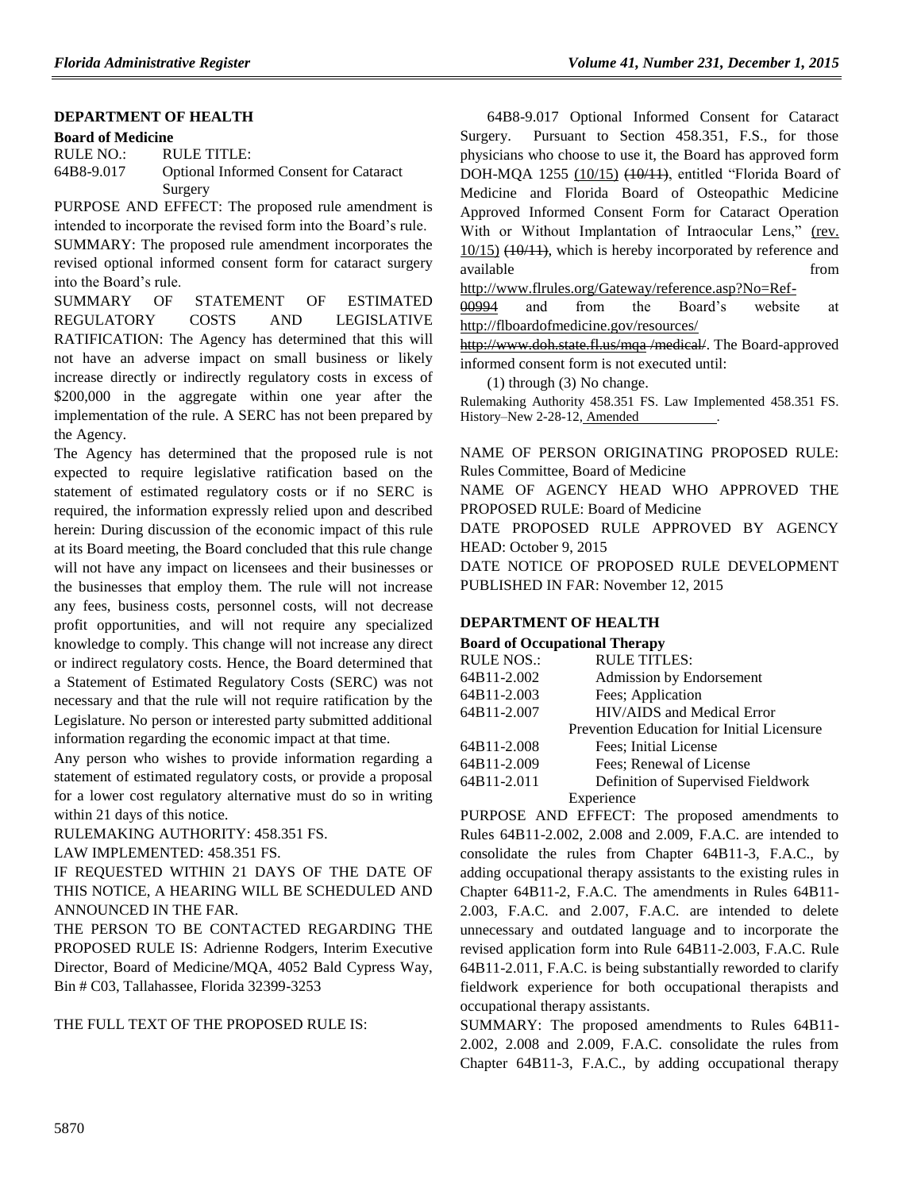## DEPARTMENT OF HEALTH

### Board of Medicine

RULE NO.: RULE TITLE:

64B8-9.017 Optional Informed Consent for Cataract Surgery

PURPOSE AND EFFECT: The proposed rule amendment is intended to incorporate the revised form into the Board's rule.

SUMMARY: The proposed rule amendment incorporates the revised optional informed consent form for cataract surgery into the Board's rule.

SUMMARY OF STATEMENT OF ESTIMATED REGULATORY COSTS AND LEGISLATIVE RATIFICATION: The Agency has determined that this will not have an adverse impact on small business or likely increase directly or indirectly regulatory costs in excess of $200,000 in the aggregate within one year after the implementation of the rule. A SERC has not been prepared by the Agency.

The Agency has determined that the proposed rule is not expected to require legislative ratification based on the statement of estimated regulatory costs or if no SERC is required, the information expressly relied upon and described herein: During discussion of the economic impact of this rule at its Board meeting, the Board concluded that this rule change will not have any impact on licensees and their businesses or the businesses that employ them. The rule will not increase any fees, business costs, personnel costs, will not decrease profit opportunities, and will not require any specialized knowledge to comply. This change will not increase any direct or indirect regulatory costs. Hence, the Board determined that a Statement of Estimated Regulatory Costs (SERC) was not necessary and that the rule will not require ratification by the Legislature. No person or interested party submitted additional information regarding the economic impact at that time.

Any person who wishes to provide information regarding a statement of estimated regulatory costs, or provide a proposal for a lower cost regulatory alternative must do so in writing within 21 days of this notice.

RULEMAKING AUTHORITY: 458.351 FS.

LAW IMPLEMENTED: 458.351 FS.

IF REQUESTED WITHIN 21 DAYS OF THE DATE OF THIS NOTICE, A HEARING WILL BE SCHEDULED AND ANNOUNCED IN THE FAR.

THE PERSON TO BE CONTACTED REGARDING THE PROPOSED RULE IS: Adrienne Rodgers, Interim Executive Director, Board of Medicine/MQA, 4052 Bald Cypress Way, Bin # C03, Tallahassee, Florida 32399-3253

THE FULL TEXT OF THE PROPOSED RULE IS:

64B8-9.017 Optional Informed Consent for Cataract Surgery. Pursuant to Section 458.351, F.S., for those physicians who choose to use it, the Board has approved form DOH-MQA 1255 <u>(10/15)</u> ~~(10/11)~~, entitled "Florida Board of Medicine and Florida Board of Osteopathic Medicine Approved Informed Consent Form for Cataract Operation With or Without Implantation of Intraocular Lens," <u>(rev. 10/15)</u> ~~(10/11)~~, which is hereby incorporated by reference and available from <u>http://www.flrules.org/Gateway/reference.asp?No=Ref-</u>~~00994~~ and from the Board's website at <u>http://flboardofmedicine.gov/resources/</u> ~~http://www.doh.state.fl.us/mqa /medical/~~. The Board-approved informed consent form is not executed until:

(1) through (3) No change.

Rulemaking Authority 458.351 FS. Law Implemented 458.351 FS. History–New 2-28-12, <u>Amended \_\_\_\_\_\_\_\_\_\_</u>.

NAME OF PERSON ORIGINATING PROPOSED RULE: Rules Committee, Board of Medicine

NAME OF AGENCY HEAD WHO APPROVED THE PROPOSED RULE: Board of Medicine

DATE PROPOSED RULE APPROVED BY AGENCY HEAD: October 9, 2015

DATE NOTICE OF PROPOSED RULE DEVELOPMENT PUBLISHED IN FAR: November 12, 2015

## DEPARTMENT OF HEALTH

### Board of Occupational Therapy

| RULE NOS.: | RULE TITLES: |
|---|---|
| 64B11-2.002 | Admission by Endorsement |
| 64B11-2.003 | Fees; Application |
| 64B11-2.007 | HIV/AIDS and Medical Error Prevention Education for Initial Licensure |
| 64B11-2.008 | Fees; Initial License |
| 64B11-2.009 | Fees; Renewal of License |
| 64B11-2.011 | Definition of Supervised Fieldwork Experience |

PURPOSE AND EFFECT: The proposed amendments to Rules 64B11-2.002, 2.008 and 2.009, F.A.C. are intended to consolidate the rules from Chapter 64B11-3, F.A.C., by adding occupational therapy assistants to the existing rules in Chapter 64B11-2, F.A.C. The amendments in Rules 64B11-2.003, F.A.C. and 2.007, F.A.C. are intended to delete unnecessary and outdated language and to incorporate the revised application form into Rule 64B11-2.003, F.A.C. Rule 64B11-2.011, F.A.C. is being substantially reworded to clarify fieldwork experience for both occupational therapists and occupational therapy assistants.

SUMMARY: The proposed amendments to Rules 64B11-2.002, 2.008 and 2.009, F.A.C. consolidate the rules from Chapter 64B11-3, F.A.C., by adding occupational therapy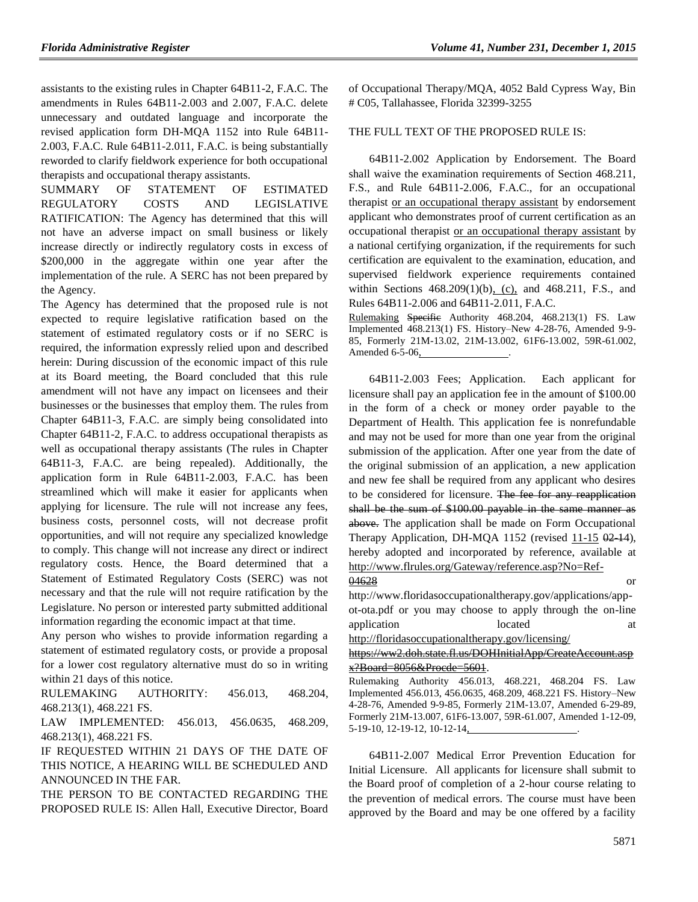assistants to the existing rules in Chapter 64B11-2, F.A.C. The amendments in Rules 64B11-2.003 and 2.007, F.A.C. delete unnecessary and outdated language and incorporate the revised application form DH-MQA 1152 into Rule 64B11-2.003, F.A.C. Rule 64B11-2.011, F.A.C. is being substantially reworded to clarify fieldwork experience for both occupational therapists and occupational therapy assistants.

SUMMARY OF STATEMENT OF ESTIMATED REGULATORY COSTS AND LEGISLATIVE RATIFICATION: The Agency has determined that this will not have an adverse impact on small business or likely increase directly or indirectly regulatory costs in excess of $200,000 in the aggregate within one year after the implementation of the rule. A SERC has not been prepared by the Agency.

The Agency has determined that the proposed rule is not expected to require legislative ratification based on the statement of estimated regulatory costs or if no SERC is required, the information expressly relied upon and described herein: During discussion of the economic impact of this rule at its Board meeting, the Board concluded that this rule amendment will not have any impact on licensees and their businesses or the businesses that employ them. The rules from Chapter 64B11-3, F.A.C. are simply being consolidated into Chapter 64B11-2, F.A.C. to address occupational therapists as well as occupational therapy assistants (The rules in Chapter 64B11-3, F.A.C. are being repealed). Additionally, the application form in Rule 64B11-2.003, F.A.C. has been streamlined which will make it easier for applicants when applying for licensure. The rule will not increase any fees, business costs, personnel costs, will not decrease profit opportunities, and will not require any specialized knowledge to comply. This change will not increase any direct or indirect regulatory costs. Hence, the Board determined that a Statement of Estimated Regulatory Costs (SERC) was not necessary and that the rule will not require ratification by the Legislature. No person or interested party submitted additional information regarding the economic impact at that time.

Any person who wishes to provide information regarding a statement of estimated regulatory costs, or provide a proposal for a lower cost regulatory alternative must do so in writing within 21 days of this notice.

RULEMAKING AUTHORITY: 456.013, 468.204, 468.213(1), 468.221 FS.

LAW IMPLEMENTED: 456.013, 456.0635, 468.209, 468.213(1), 468.221 FS.

IF REQUESTED WITHIN 21 DAYS OF THE DATE OF THIS NOTICE, A HEARING WILL BE SCHEDULED AND ANNOUNCED IN THE FAR.

THE PERSON TO BE CONTACTED REGARDING THE PROPOSED RULE IS: Allen Hall, Executive Director, Board of Occupational Therapy/MQA, 4052 Bald Cypress Way, Bin # C05, Tallahassee, Florida 32399-3255

THE FULL TEXT OF THE PROPOSED RULE IS:

64B11-2.002 Application by Endorsement. The Board shall waive the examination requirements of Section 468.211, F.S., and Rule 64B11-2.006, F.A.C., for an occupational therapist or an occupational therapy assistant by endorsement applicant who demonstrates proof of current certification as an occupational therapist or an occupational therapy assistant by a national certifying organization, if the requirements for such certification are equivalent to the examination, education, and supervised fieldwork experience requirements contained within Sections 468.209(1)(b), (c), and 468.211, F.S., and Rules 64B11-2.006 and 64B11-2.011, F.A.C.

Rulemaking ~~Specific~~ Authority 468.204, 468.213(1) FS. Law Implemented 468.213(1) FS. History–New 4-28-76, Amended 9-9-85, Formerly 21M-13.02, 21M-13.002, 61F6-13.002, 59R-61.002, Amended 6-5-06, ________.

64B11-2.003 Fees; Application. Each applicant for licensure shall pay an application fee in the amount of $100.00 in the form of a check or money order payable to the Department of Health. This application fee is nonrefundable and may not be used for more than one year from the original submission of the application. After one year from the date of the original submission of an application, a new application and new fee shall be required from any applicant who desires to be considered for licensure. ~~The fee for any reapplication shall be the sum of $100.00 payable in the same manner as above.~~ The application shall be made on Form Occupational Therapy Application, DH-MQA 1152 (revised 11-15 ~~02-14~~), hereby adopted and incorporated by reference, available at http://www.flrules.org/Gateway/reference.asp?No=Ref-~~04628~~ or http://www.floridasoccupationaltherapy.gov/applications/app-ot-ota.pdf or you may choose to apply through the on-line application located at http://floridasoccupationaltherapy.gov/licensing/ ~~https://ww2.doh.state.fl.us/DOHInitialApp/CreateAccount.aspx?Board=8056&Procde=5601~~.

Rulemaking Authority 456.013, 468.221, 468.204 FS. Law Implemented 456.013, 456.0635, 468.209, 468.221 FS. History–New 4-28-76, Amended 9-9-85, Formerly 21M-13.07, Amended 6-29-89, Formerly 21M-13.007, 61F6-13.007, 59R-61.007, Amended 1-12-09, 5-19-10, 12-19-12, 10-12-14, ________.

64B11-2.007 Medical Error Prevention Education for Initial Licensure. All applicants for licensure shall submit to the Board proof of completion of a 2-hour course relating to the prevention of medical errors. The course must have been approved by the Board and may be one offered by a facility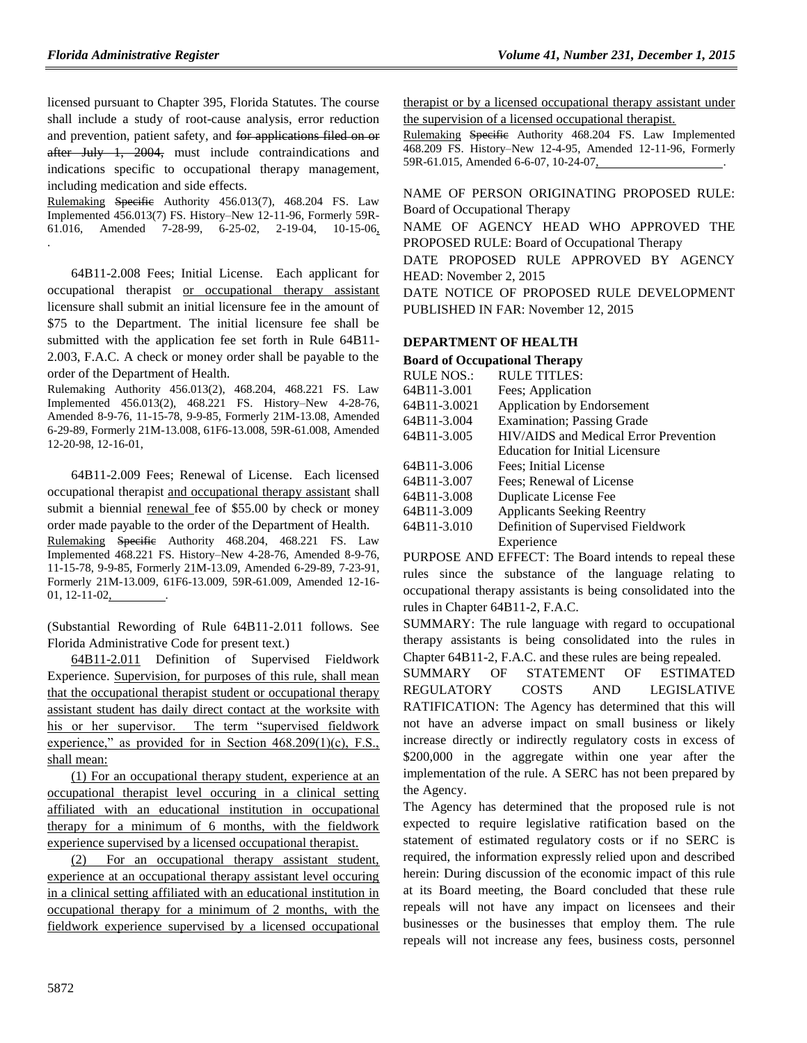licensed pursuant to Chapter 395, Florida Statutes. The course shall include a study of root-cause analysis, error reduction and prevention, patient safety, and ~~for applications filed on or after July 1, 2004,~~ must include contraindications and indications specific to occupational therapy management, including medication and side effects.

Rulemaking ~~Specific~~ Authority 456.013(7), 468.204 FS. Law Implemented 456.013(7) FS. History–New 12-11-96, Formerly 59R-61.016, Amended 7-28-99, 6-25-02, 2-19-04, 10-15-06, .

64B11-2.008 Fees; Initial License. Each applicant for occupational therapist or occupational therapy assistant licensure shall submit an initial licensure fee in the amount of $75 to the Department. The initial licensure fee shall be submitted with the application fee set forth in Rule 64B11-2.003, F.A.C. A check or money order shall be payable to the order of the Department of Health.

Rulemaking Authority 456.013(2), 468.204, 468.221 FS. Law Implemented 456.013(2), 468.221 FS. History–New 4-28-76, Amended 8-9-76, 11-15-78, 9-9-85, Formerly 21M-13.08, Amended 6-29-89, Formerly 21M-13.008, 61F6-13.008, 59R-61.008, Amended 12-20-98, 12-16-01,

64B11-2.009 Fees; Renewal of License. Each licensed occupational therapist and occupational therapy assistant shall submit a biennial renewal fee of $55.00 by check or money order made payable to the order of the Department of Health.

Rulemaking ~~Specific~~ Authority 468.204, 468.221 FS. Law Implemented 468.221 FS. History–New 4-28-76, Amended 8-9-76, 11-15-78, 9-9-85, Formerly 21M-13.09, Amended 6-29-89, 7-23-91, Formerly 21M-13.009, 61F6-13.009, 59R-61.009, Amended 12-16-01, 12-11-02, ________.

(Substantial Rewording of Rule 64B11-2.011 follows. See Florida Administrative Code for present text.)

64B11-2.011 Definition of Supervised Fieldwork Experience. Supervision, for purposes of this rule, shall mean that the occupational therapist student or occupational therapy assistant student has daily direct contact at the worksite with his or her supervisor. The term "supervised fieldwork experience," as provided for in Section 468.209(1)(c), F.S., shall mean:

(1) For an occupational therapy student, experience at an occupational therapist level occuring in a clinical setting affiliated with an educational institution in occupational therapy for a minimum of 6 months, with the fieldwork experience supervised by a licensed occupational therapist.

(2) For an occupational therapy assistant student, experience at an occupational therapy assistant level occuring in a clinical setting affiliated with an educational institution in occupational therapy for a minimum of 2 months, with the fieldwork experience supervised by a licensed occupational therapist or by a licensed occupational therapy assistant under the supervision of a licensed occupational therapist.

Rulemaking ~~Specific~~ Authority 468.204 FS. Law Implemented 468.209 FS. History–New 12-4-95, Amended 12-11-96, Formerly 59R-61.015, Amended 6-6-07, 10-24-07, ____________.

NAME OF PERSON ORIGINATING PROPOSED RULE: Board of Occupational Therapy

NAME OF AGENCY HEAD WHO APPROVED THE PROPOSED RULE: Board of Occupational Therapy

DATE PROPOSED RULE APPROVED BY AGENCY HEAD: November 2, 2015

DATE NOTICE OF PROPOSED RULE DEVELOPMENT PUBLISHED IN FAR: November 12, 2015

## DEPARTMENT OF HEALTH

### Board of Occupational Therapy

| RULE NOS.: | RULE TITLES: |
|---|---|
| 64B11-3.001 | Fees; Application |
| 64B11-3.0021 | Application by Endorsement |
| 64B11-3.004 | Examination; Passing Grade |
| 64B11-3.005 | HIV/AIDS and Medical Error Prevention Education for Initial Licensure |
| 64B11-3.006 | Fees; Initial License |
| 64B11-3.007 | Fees; Renewal of License |
| 64B11-3.008 | Duplicate License Fee |
| 64B11-3.009 | Applicants Seeking Reentry |
| 64B11-3.010 | Definition of Supervised Fieldwork Experience |

PURPOSE AND EFFECT: The Board intends to repeal these rules since the substance of the language relating to occupational therapy assistants is being consolidated into the rules in Chapter 64B11-2, F.A.C.

SUMMARY: The rule language with regard to occupational therapy assistants is being consolidated into the rules in Chapter 64B11-2, F.A.C. and these rules are being repealed.

SUMMARY OF STATEMENT OF ESTIMATED REGULATORY COSTS AND LEGISLATIVE RATIFICATION: The Agency has determined that this will not have an adverse impact on small business or likely increase directly or indirectly regulatory costs in excess of $200,000 in the aggregate within one year after the implementation of the rule. A SERC has not been prepared by the Agency.

The Agency has determined that the proposed rule is not expected to require legislative ratification based on the statement of estimated regulatory costs or if no SERC is required, the information expressly relied upon and described herein: During discussion of the economic impact of this rule at its Board meeting, the Board concluded that these rule repeals will not have any impact on licensees and their businesses or the businesses that employ them. The rule repeals will not increase any fees, business costs, personnel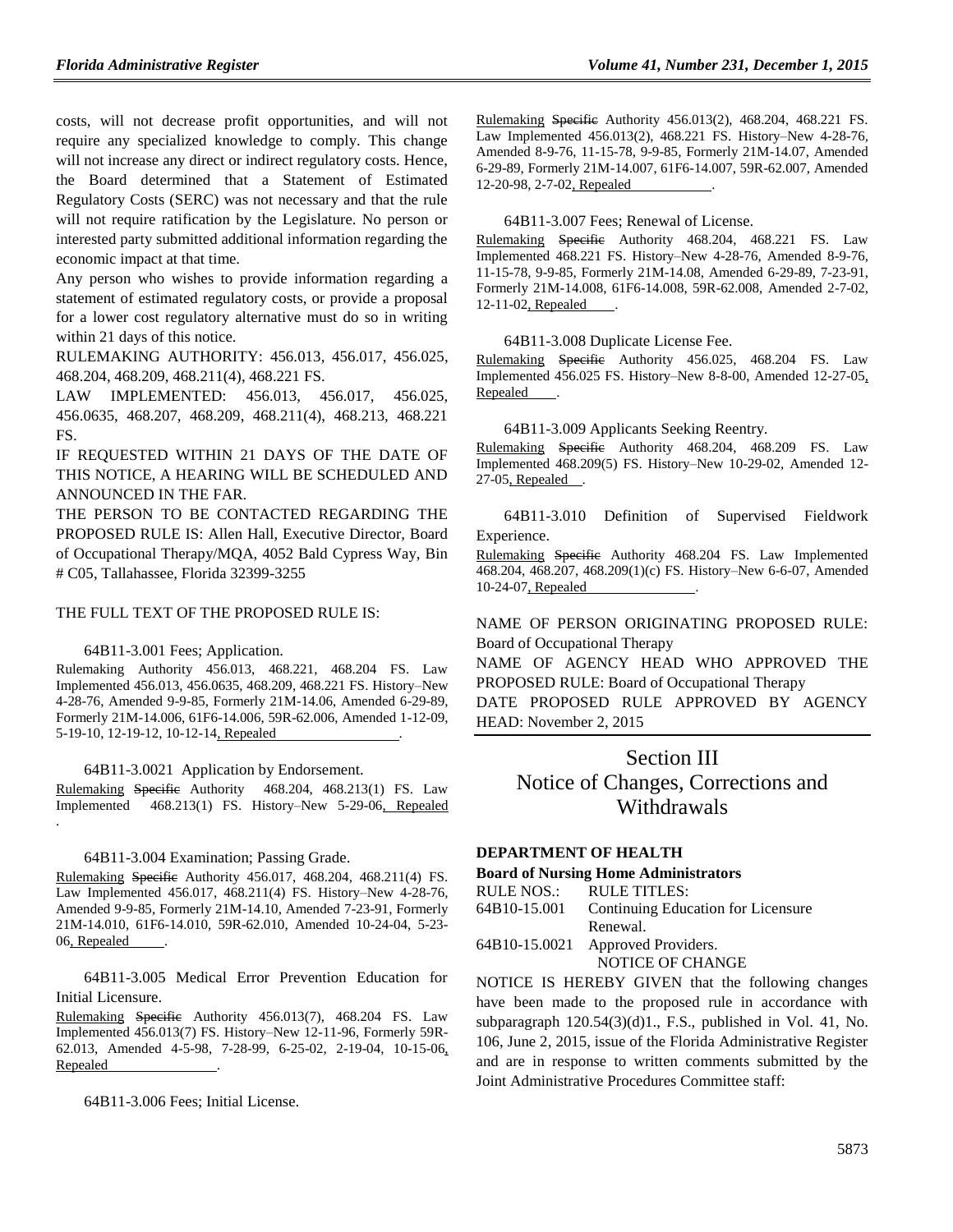costs, will not decrease profit opportunities, and will not require any specialized knowledge to comply. This change will not increase any direct or indirect regulatory costs. Hence, the Board determined that a Statement of Estimated Regulatory Costs (SERC) was not necessary and that the rule will not require ratification by the Legislature. No person or interested party submitted additional information regarding the economic impact at that time.

Any person who wishes to provide information regarding a statement of estimated regulatory costs, or provide a proposal for a lower cost regulatory alternative must do so in writing within 21 days of this notice.

RULEMAKING AUTHORITY: 456.013, 456.017, 456.025, 468.204, 468.209, 468.211(4), 468.221 FS.

LAW IMPLEMENTED: 456.013, 456.017, 456.025, 456.0635, 468.207, 468.209, 468.211(4), 468.213, 468.221 FS.

IF REQUESTED WITHIN 21 DAYS OF THE DATE OF THIS NOTICE, A HEARING WILL BE SCHEDULED AND ANNOUNCED IN THE FAR.

THE PERSON TO BE CONTACTED REGARDING THE PROPOSED RULE IS: Allen Hall, Executive Director, Board of Occupational Therapy/MQA, 4052 Bald Cypress Way, Bin # C05, Tallahassee, Florida 32399-3255

THE FULL TEXT OF THE PROPOSED RULE IS:

64B11-3.001 Fees; Application.

Rulemaking Authority 456.013, 468.221, 468.204 FS. Law Implemented 456.013, 456.0635, 468.209, 468.221 FS. History–New 4-28-76, Amended 9-9-85, Formerly 21M-14.06, Amended 6-29-89, Formerly 21M-14.006, 61F6-14.006, 59R-62.006, Amended 1-12-09, 5-19-10, 12-19-12, 10-12-14, Repealed \_\_\_\_\_\_\_\_.

64B11-3.0021 Application by Endorsement.

Rulemaking ~~Specific~~ Authority 468.204, 468.213(1) FS. Law Implemented 468.213(1) FS. History–New 5-29-06, Repealed \_\_\_\_.

64B11-3.004 Examination; Passing Grade.

Rulemaking ~~Specific~~ Authority 456.017, 468.204, 468.211(4) FS. Law Implemented 456.017, 468.211(4) FS. History–New 4-28-76, Amended 9-9-85, Formerly 21M-14.10, Amended 7-23-91, Formerly 21M-14.010, 61F6-14.010, 59R-62.010, Amended 10-24-04, 5-23-06, Repealed \_\_\_\_.

64B11-3.005 Medical Error Prevention Education for Initial Licensure.

Rulemaking ~~Specific~~ Authority 456.013(7), 468.204 FS. Law Implemented 456.013(7) FS. History–New 12-11-96, Formerly 59R-62.013, Amended 4-5-98, 7-28-99, 6-25-02, 2-19-04, 10-15-06, Repealed \_\_\_\_\_\_\_\_.

64B11-3.006 Fees; Initial License.

Rulemaking ~~Specific~~ Authority 456.013(2), 468.204, 468.221 FS. Law Implemented 456.013(2), 468.221 FS. History–New 4-28-76, Amended 8-9-76, 11-15-78, 9-9-85, Formerly 21M-14.07, Amended 6-29-89, Formerly 21M-14.007, 61F6-14.007, 59R-62.007, Amended 12-20-98, 2-7-02, Repealed \_\_\_\_\_\_\_\_.

64B11-3.007 Fees; Renewal of License.

Rulemaking ~~Specific~~ Authority 468.204, 468.221 FS. Law Implemented 468.221 FS. History–New 4-28-76, Amended 8-9-76, 11-15-78, 9-9-85, Formerly 21M-14.08, Amended 6-29-89, 7-23-91, Formerly 21M-14.008, 61F6-14.008, 59R-62.008, Amended 2-7-02, 12-11-02, Repealed \_\_\_\_.

64B11-3.008 Duplicate License Fee.

Rulemaking ~~Specific~~ Authority 456.025, 468.204 FS. Law Implemented 456.025 FS. History–New 8-8-00, Amended 12-27-05, Repealed \_\_\_\_.

64B11-3.009 Applicants Seeking Reentry.

Rulemaking ~~Specific~~ Authority 468.204, 468.209 FS. Law Implemented 468.209(5) FS. History–New 10-29-02, Amended 12-27-05, Repealed \_\_\_\_.

64B11-3.010 Definition of Supervised Fieldwork Experience.

Rulemaking ~~Specific~~ Authority 468.204 FS. Law Implemented 468.204, 468.207, 468.209(1)(c) FS. History–New 6-6-07, Amended 10-24-07, Repealed \_\_\_\_\_\_\_\_.

NAME OF PERSON ORIGINATING PROPOSED RULE: Board of Occupational Therapy

NAME OF AGENCY HEAD WHO APPROVED THE PROPOSED RULE: Board of Occupational Therapy

DATE PROPOSED RULE APPROVED BY AGENCY HEAD: November 2, 2015

# Section III Notice of Changes, Corrections and Withdrawals

**DEPARTMENT OF HEALTH**

**Board of Nursing Home Administrators**

| RULE NOS.: | RULE TITLES: |
|---|---|
| 64B10-15.001 | Continuing Education for Licensure Renewal. |
| 64B10-15.0021 | Approved Providers. |

NOTICE OF CHANGE

NOTICE IS HEREBY GIVEN that the following changes have been made to the proposed rule in accordance with subparagraph 120.54(3)(d)1., F.S., published in Vol. 41, No. 106, June 2, 2015, issue of the Florida Administrative Register and are in response to written comments submitted by the Joint Administrative Procedures Committee staff: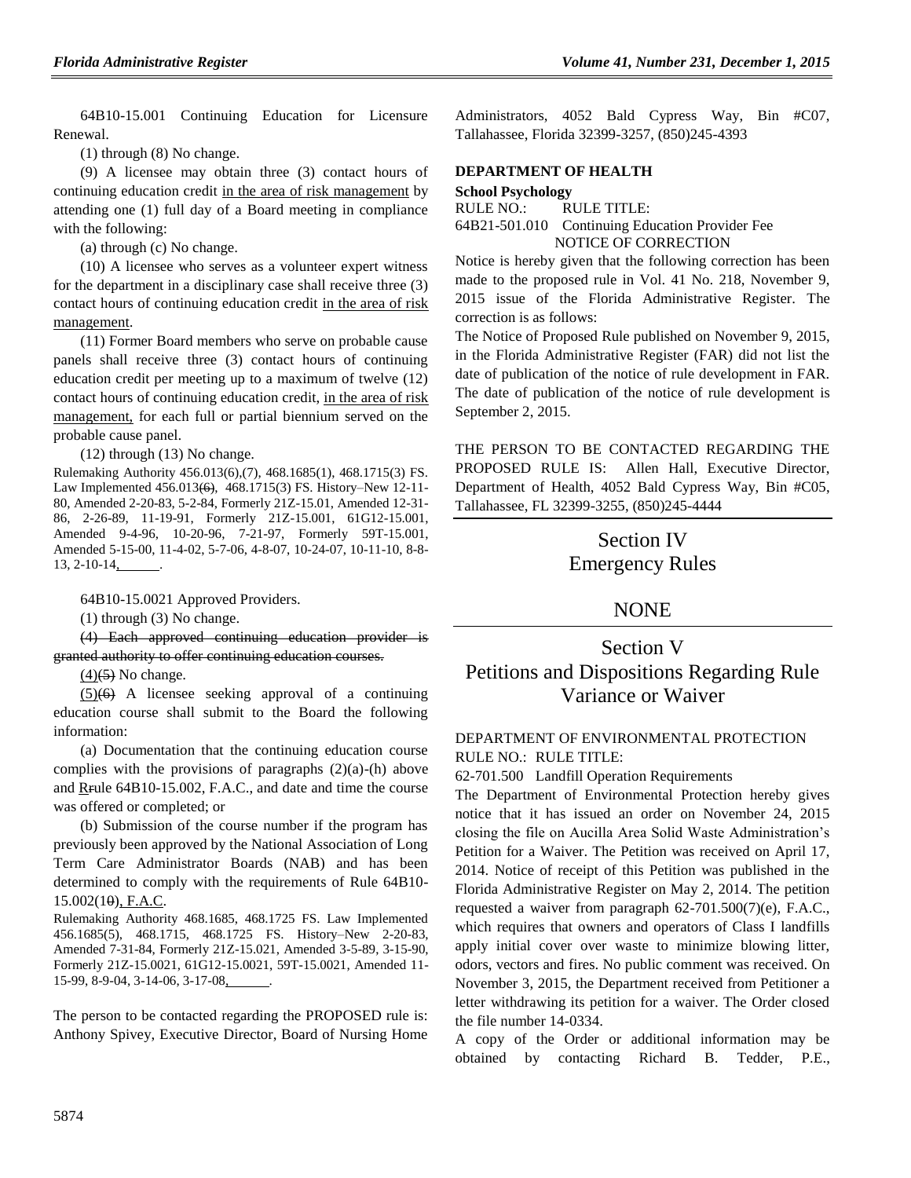64B10-15.001 Continuing Education for Licensure Renewal.

(1) through (8) No change.

(9) A licensee may obtain three (3) contact hours of continuing education credit in the area of risk management by attending one (1) full day of a Board meeting in compliance with the following:

(a) through (c) No change.

(10) A licensee who serves as a volunteer expert witness for the department in a disciplinary case shall receive three (3) contact hours of continuing education credit in the area of risk management.

(11) Former Board members who serve on probable cause panels shall receive three (3) contact hours of continuing education credit per meeting up to a maximum of twelve (12) contact hours of continuing education credit, in the area of risk management, for each full or partial biennium served on the probable cause panel.

(12) through (13) No change.

Rulemaking Authority 456.013(6),(7), 468.1685(1), 468.1715(3) FS. Law Implemented 456.013~~(6)~~, 468.1715(3) FS. History–New 12-11-80, Amended 2-20-83, 5-2-84, Formerly 21Z-15.01, Amended 12-31-86, 2-26-89, 11-19-91, Formerly 21Z-15.001, 61G12-15.001, Amended 9-4-96, 10-20-96, 7-21-97, Formerly 59T-15.001, Amended 5-15-00, 11-4-02, 5-7-06, 4-8-07, 10-24-07, 10-11-10, 8-8-13, 2-10-14, \_\_\_\_\_\_.

64B10-15.0021 Approved Providers.

(1) through (3) No change.

~~(4) Each approved continuing education provider is granted authority to offer continuing education courses.~~

(4)~~(5)~~ No change.

(5)~~(6)~~ A licensee seeking approval of a continuing education course shall submit to the Board the following information:

(a) Documentation that the continuing education course complies with the provisions of paragraphs (2)(a)-(h) above and R~~r~~ule 64B10-15.002, F.A.C., and date and time the course was offered or completed; or

(b) Submission of the course number if the program has previously been approved by the National Association of Long Term Care Administrator Boards (NAB) and has been determined to comply with the requirements of Rule 64B10-15.002(1~~0~~), F.A.C.

Rulemaking Authority 468.1685, 468.1725 FS. Law Implemented 456.1685(5), 468.1715, 468.1725 FS. History–New 2-20-83, Amended 7-31-84, Formerly 21Z-15.021, Amended 3-5-89, 3-15-90, Formerly 21Z-15.0021, 61G12-15.0021, 59T-15.0021, Amended 11-15-99, 8-9-04, 3-14-06, 3-17-08, \_\_\_\_\_\_.

The person to be contacted regarding the PROPOSED rule is: Anthony Spivey, Executive Director, Board of Nursing Home Administrators, 4052 Bald Cypress Way, Bin #C07, Tallahassee, Florida 32399-3257, (850)245-4393

**DEPARTMENT OF HEALTH**

**School Psychology**

RULE NO.: RULE TITLE:

64B21-501.010 Continuing Education Provider Fee

NOTICE OF CORRECTION

Notice is hereby given that the following correction has been made to the proposed rule in Vol. 41 No. 218, November 9, 2015 issue of the Florida Administrative Register. The correction is as follows:

The Notice of Proposed Rule published on November 9, 2015, in the Florida Administrative Register (FAR) did not list the date of publication of the notice of rule development in FAR. The date of publication of the notice of rule development is September 2, 2015.

THE PERSON TO BE CONTACTED REGARDING THE PROPOSED RULE IS: Allen Hall, Executive Director, Department of Health, 4052 Bald Cypress Way, Bin #C05, Tallahassee, FL 32399-3255, (850)245-4444

## Section IV
## Emergency Rules

NONE

## Section V
## Petitions and Dispositions Regarding Rule Variance or Waiver

DEPARTMENT OF ENVIRONMENTAL PROTECTION

RULE NO.: RULE TITLE:

62-701.500 Landfill Operation Requirements

The Department of Environmental Protection hereby gives notice that it has issued an order on November 24, 2015 closing the file on Aucilla Area Solid Waste Administration's Petition for a Waiver. The Petition was received on April 17, 2014. Notice of receipt of this Petition was published in the Florida Administrative Register on May 2, 2014. The petition requested a waiver from paragraph 62-701.500(7)(e), F.A.C., which requires that owners and operators of Class I landfills apply initial cover over waste to minimize blowing litter, odors, vectors and fires. No public comment was received. On November 3, 2015, the Department received from Petitioner a letter withdrawing its petition for a waiver. The Order closed the file number 14-0334.

A copy of the Order or additional information may be obtained by contacting Richard B. Tedder, P.E.,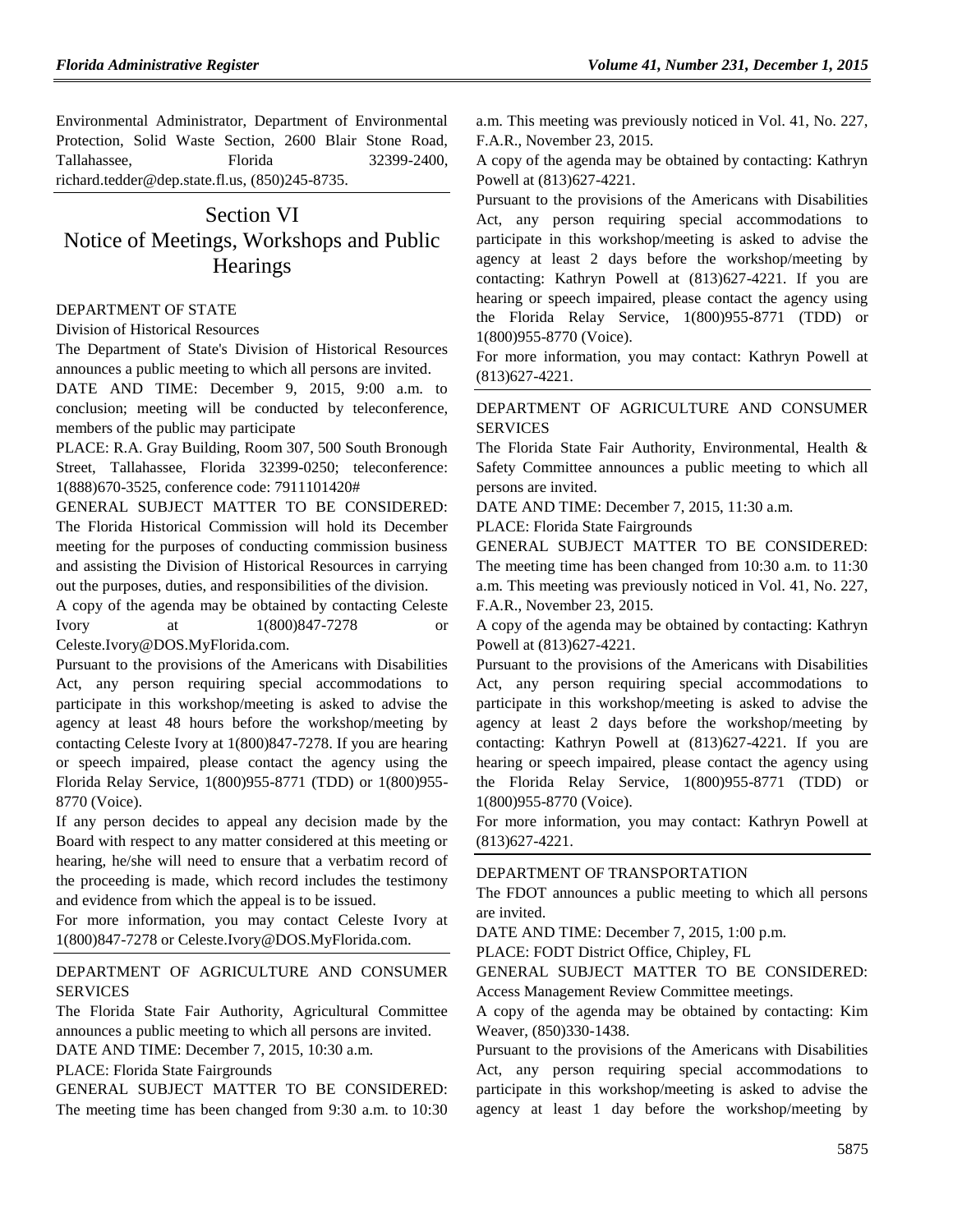Environmental Administrator, Department of Environmental Protection, Solid Waste Section, 2600 Blair Stone Road, Tallahassee, Florida 32399-2400, richard.tedder@dep.state.fl.us, (850)245-8735.

# Section VI Notice of Meetings, Workshops and Public Hearings

DEPARTMENT OF STATE

Division of Historical Resources

The Department of State's Division of Historical Resources announces a public meeting to which all persons are invited.

DATE AND TIME: December 9, 2015, 9:00 a.m. to conclusion; meeting will be conducted by teleconference, members of the public may participate

PLACE: R.A. Gray Building, Room 307, 500 South Bronough Street, Tallahassee, Florida 32399-0250; teleconference: 1(888)670-3525, conference code: 7911101420#

GENERAL SUBJECT MATTER TO BE CONSIDERED: The Florida Historical Commission will hold its December meeting for the purposes of conducting commission business and assisting the Division of Historical Resources in carrying out the purposes, duties, and responsibilities of the division.

A copy of the agenda may be obtained by contacting Celeste Ivory at 1(800)847-7278 or Celeste.Ivory@DOS.MyFlorida.com.

Pursuant to the provisions of the Americans with Disabilities Act, any person requiring special accommodations to participate in this workshop/meeting is asked to advise the agency at least 48 hours before the workshop/meeting by contacting Celeste Ivory at 1(800)847-7278. If you are hearing or speech impaired, please contact the agency using the Florida Relay Service, 1(800)955-8771 (TDD) or 1(800)955-8770 (Voice).

If any person decides to appeal any decision made by the Board with respect to any matter considered at this meeting or hearing, he/she will need to ensure that a verbatim record of the proceeding is made, which record includes the testimony and evidence from which the appeal is to be issued.

For more information, you may contact Celeste Ivory at 1(800)847-7278 or Celeste.Ivory@DOS.MyFlorida.com.

---

DEPARTMENT OF AGRICULTURE AND CONSUMER SERVICES

The Florida State Fair Authority, Agricultural Committee announces a public meeting to which all persons are invited.

DATE AND TIME: December 7, 2015, 10:30 a.m.

PLACE: Florida State Fairgrounds

GENERAL SUBJECT MATTER TO BE CONSIDERED: The meeting time has been changed from 9:30 a.m. to 10:30 a.m. This meeting was previously noticed in Vol. 41, No. 227, F.A.R., November 23, 2015.

A copy of the agenda may be obtained by contacting: Kathryn Powell at (813)627-4221.

Pursuant to the provisions of the Americans with Disabilities Act, any person requiring special accommodations to participate in this workshop/meeting is asked to advise the agency at least 2 days before the workshop/meeting by contacting: Kathryn Powell at (813)627-4221. If you are hearing or speech impaired, please contact the agency using the Florida Relay Service, 1(800)955-8771 (TDD) or 1(800)955-8770 (Voice).

For more information, you may contact: Kathryn Powell at (813)627-4221.

---

DEPARTMENT OF AGRICULTURE AND CONSUMER SERVICES

The Florida State Fair Authority, Environmental, Health & Safety Committee announces a public meeting to which all persons are invited.

DATE AND TIME: December 7, 2015, 11:30 a.m.

PLACE: Florida State Fairgrounds

GENERAL SUBJECT MATTER TO BE CONSIDERED: The meeting time has been changed from 10:30 a.m. to 11:30 a.m. This meeting was previously noticed in Vol. 41, No. 227, F.A.R., November 23, 2015.

A copy of the agenda may be obtained by contacting: Kathryn Powell at (813)627-4221.

Pursuant to the provisions of the Americans with Disabilities Act, any person requiring special accommodations to participate in this workshop/meeting is asked to advise the agency at least 2 days before the workshop/meeting by contacting: Kathryn Powell at (813)627-4221. If you are hearing or speech impaired, please contact the agency using the Florida Relay Service, 1(800)955-8771 (TDD) or 1(800)955-8770 (Voice).

For more information, you may contact: Kathryn Powell at (813)627-4221.

---

DEPARTMENT OF TRANSPORTATION

The FDOT announces a public meeting to which all persons are invited.

DATE AND TIME: December 7, 2015, 1:00 p.m.

PLACE: FODT District Office, Chipley, FL

GENERAL SUBJECT MATTER TO BE CONSIDERED: Access Management Review Committee meetings.

A copy of the agenda may be obtained by contacting: Kim Weaver, (850)330-1438.

Pursuant to the provisions of the Americans with Disabilities Act, any person requiring special accommodations to participate in this workshop/meeting is asked to advise the agency at least 1 day before the workshop/meeting by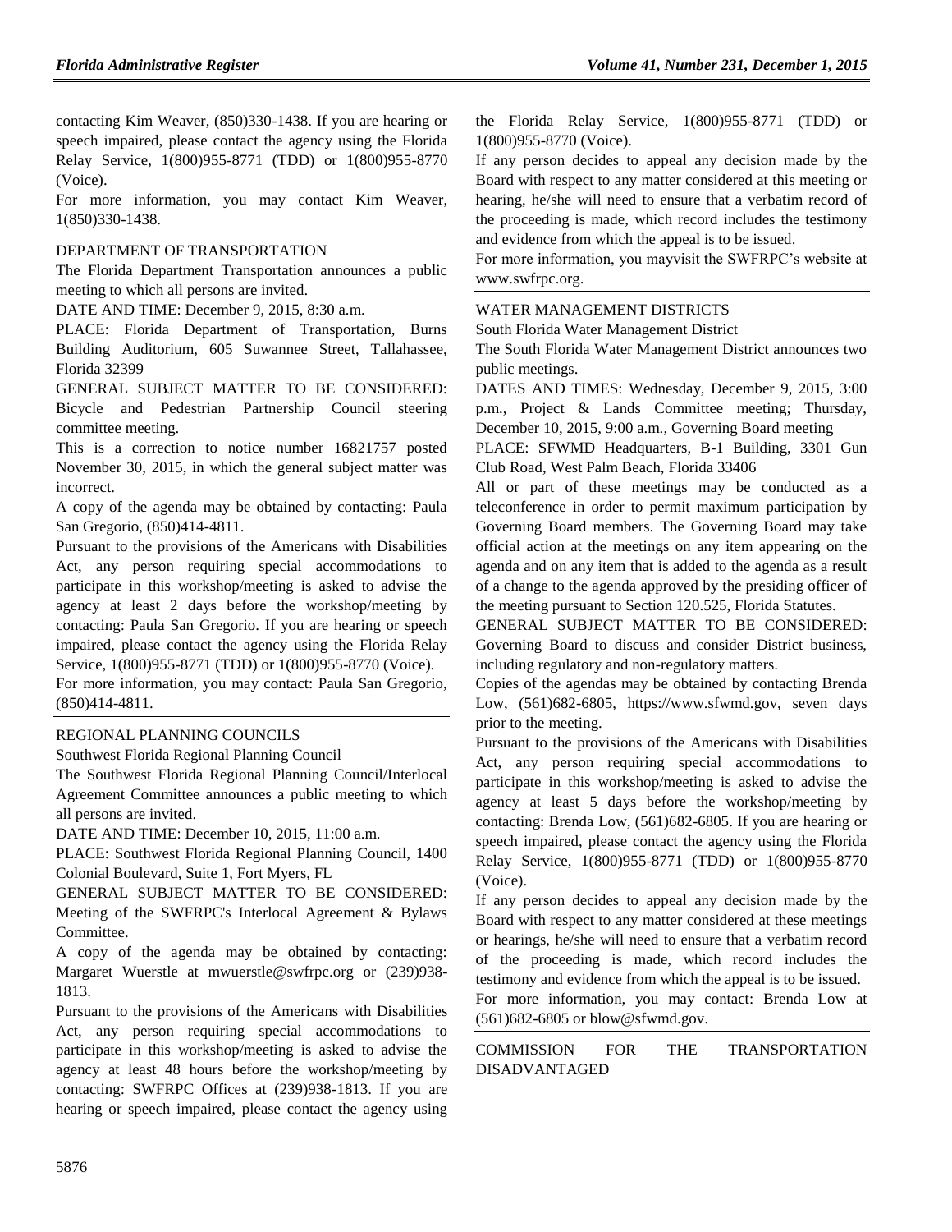contacting Kim Weaver, (850)330-1438. If you are hearing or speech impaired, please contact the agency using the Florida Relay Service, 1(800)955-8771 (TDD) or 1(800)955-8770 (Voice).

For more information, you may contact Kim Weaver, 1(850)330-1438.

DEPARTMENT OF TRANSPORTATION

The Florida Department Transportation announces a public meeting to which all persons are invited.

DATE AND TIME: December 9, 2015, 8:30 a.m.

PLACE: Florida Department of Transportation, Burns Building Auditorium, 605 Suwannee Street, Tallahassee, Florida 32399

GENERAL SUBJECT MATTER TO BE CONSIDERED: Bicycle and Pedestrian Partnership Council steering committee meeting.

This is a correction to notice number 16821757 posted November 30, 2015, in which the general subject matter was incorrect.

A copy of the agenda may be obtained by contacting: Paula San Gregorio, (850)414-4811.

Pursuant to the provisions of the Americans with Disabilities Act, any person requiring special accommodations to participate in this workshop/meeting is asked to advise the agency at least 2 days before the workshop/meeting by contacting: Paula San Gregorio. If you are hearing or speech impaired, please contact the agency using the Florida Relay Service, 1(800)955-8771 (TDD) or 1(800)955-8770 (Voice).

For more information, you may contact: Paula San Gregorio, (850)414-4811.

REGIONAL PLANNING COUNCILS

Southwest Florida Regional Planning Council

The Southwest Florida Regional Planning Council/Interlocal Agreement Committee announces a public meeting to which all persons are invited.

DATE AND TIME: December 10, 2015, 11:00 a.m.

PLACE: Southwest Florida Regional Planning Council, 1400 Colonial Boulevard, Suite 1, Fort Myers, FL

GENERAL SUBJECT MATTER TO BE CONSIDERED: Meeting of the SWFRPC's Interlocal Agreement & Bylaws Committee.

A copy of the agenda may be obtained by contacting: Margaret Wuerstle at mwuerstle@swfrpc.org or (239)938-1813.

Pursuant to the provisions of the Americans with Disabilities Act, any person requiring special accommodations to participate in this workshop/meeting is asked to advise the agency at least 48 hours before the workshop/meeting by contacting: SWFRPC Offices at (239)938-1813. If you are hearing or speech impaired, please contact the agency using the Florida Relay Service, 1(800)955-8771 (TDD) or 1(800)955-8770 (Voice).

If any person decides to appeal any decision made by the Board with respect to any matter considered at this meeting or hearing, he/she will need to ensure that a verbatim record of the proceeding is made, which record includes the testimony and evidence from which the appeal is to be issued.

For more information, you mayvisit the SWFRPC's website at www.swfrpc.org.

WATER MANAGEMENT DISTRICTS

South Florida Water Management District

The South Florida Water Management District announces two public meetings.

DATES AND TIMES: Wednesday, December 9, 2015, 3:00 p.m., Project & Lands Committee meeting; Thursday, December 10, 2015, 9:00 a.m., Governing Board meeting

PLACE: SFWMD Headquarters, B-1 Building, 3301 Gun Club Road, West Palm Beach, Florida 33406

All or part of these meetings may be conducted as a teleconference in order to permit maximum participation by Governing Board members. The Governing Board may take official action at the meetings on any item appearing on the agenda and on any item that is added to the agenda as a result of a change to the agenda approved by the presiding officer of the meeting pursuant to Section 120.525, Florida Statutes.

GENERAL SUBJECT MATTER TO BE CONSIDERED: Governing Board to discuss and consider District business, including regulatory and non-regulatory matters.

Copies of the agendas may be obtained by contacting Brenda Low, (561)682-6805, https://www.sfwmd.gov, seven days prior to the meeting.

Pursuant to the provisions of the Americans with Disabilities Act, any person requiring special accommodations to participate in this workshop/meeting is asked to advise the agency at least 5 days before the workshop/meeting by contacting: Brenda Low, (561)682-6805. If you are hearing or speech impaired, please contact the agency using the Florida Relay Service, 1(800)955-8771 (TDD) or 1(800)955-8770 (Voice).

If any person decides to appeal any decision made by the Board with respect to any matter considered at these meetings or hearings, he/she will need to ensure that a verbatim record of the proceeding is made, which record includes the testimony and evidence from which the appeal is to be issued.

For more information, you may contact: Brenda Low at (561)682-6805 or blow@sfwmd.gov.

COMMISSION FOR THE TRANSPORTATION DISADVANTAGED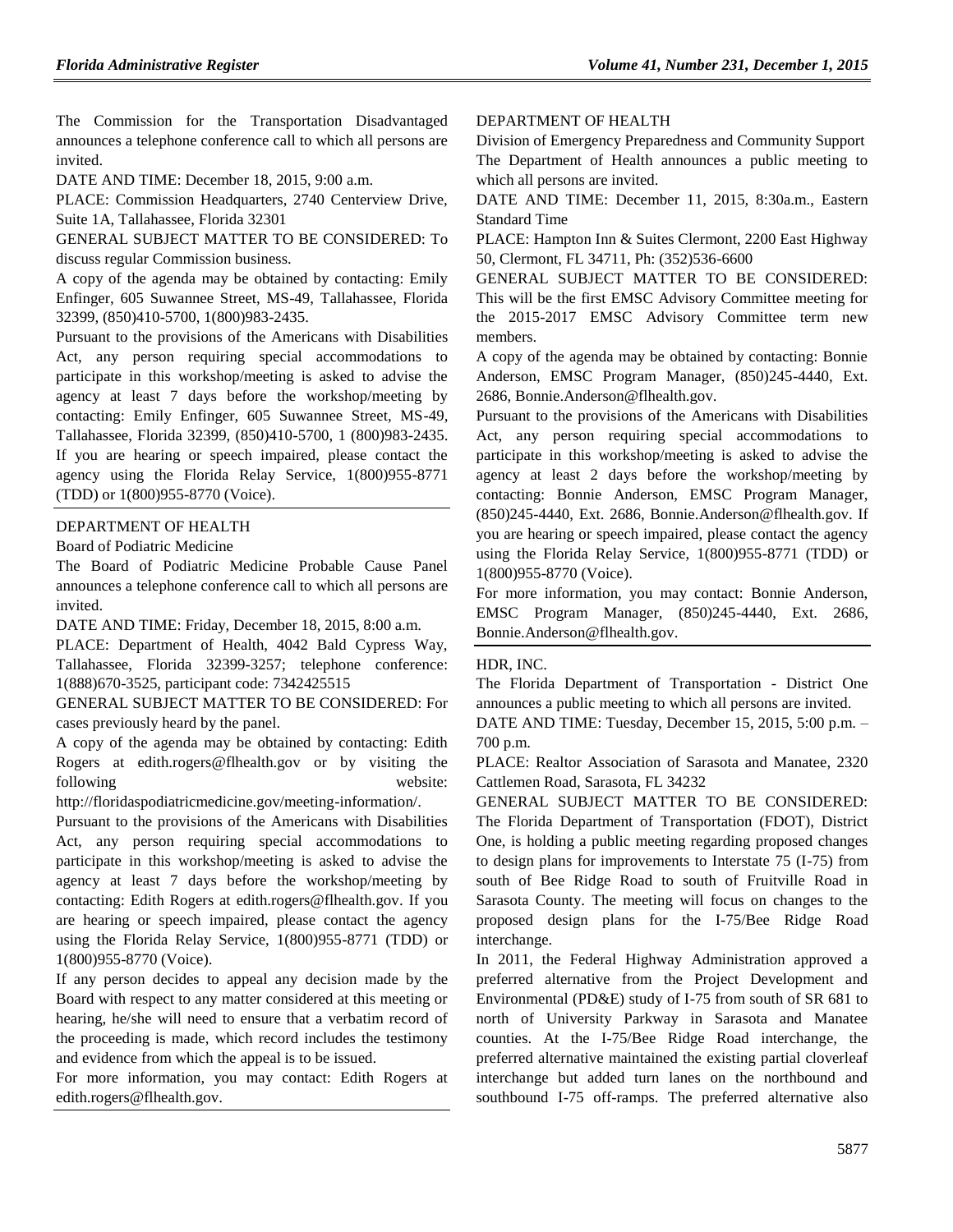The Commission for the Transportation Disadvantaged announces a telephone conference call to which all persons are invited.

DATE AND TIME: December 18, 2015, 9:00 a.m.

PLACE: Commission Headquarters, 2740 Centerview Drive, Suite 1A, Tallahassee, Florida 32301

GENERAL SUBJECT MATTER TO BE CONSIDERED: To discuss regular Commission business.

A copy of the agenda may be obtained by contacting: Emily Enfinger, 605 Suwannee Street, MS-49, Tallahassee, Florida 32399, (850)410-5700, 1(800)983-2435.

Pursuant to the provisions of the Americans with Disabilities Act, any person requiring special accommodations to participate in this workshop/meeting is asked to advise the agency at least 7 days before the workshop/meeting by contacting: Emily Enfinger, 605 Suwannee Street, MS-49, Tallahassee, Florida 32399, (850)410-5700, 1 (800)983-2435. If you are hearing or speech impaired, please contact the agency using the Florida Relay Service, 1(800)955-8771 (TDD) or 1(800)955-8770 (Voice).

DEPARTMENT OF HEALTH

Board of Podiatric Medicine

The Board of Podiatric Medicine Probable Cause Panel announces a telephone conference call to which all persons are invited.

DATE AND TIME: Friday, December 18, 2015, 8:00 a.m.

PLACE: Department of Health, 4042 Bald Cypress Way, Tallahassee, Florida 32399-3257; telephone conference: 1(888)670-3525, participant code: 7342425515

GENERAL SUBJECT MATTER TO BE CONSIDERED: For cases previously heard by the panel.

A copy of the agenda may be obtained by contacting: Edith Rogers at edith.rogers@flhealth.gov or by visiting the following website: http://floridaspodiatricmedicine.gov/meeting-information/.

Pursuant to the provisions of the Americans with Disabilities Act, any person requiring special accommodations to participate in this workshop/meeting is asked to advise the agency at least 7 days before the workshop/meeting by contacting: Edith Rogers at edith.rogers@flhealth.gov. If you are hearing or speech impaired, please contact the agency using the Florida Relay Service, 1(800)955-8771 (TDD) or 1(800)955-8770 (Voice).

If any person decides to appeal any decision made by the Board with respect to any matter considered at this meeting or hearing, he/she will need to ensure that a verbatim record of the proceeding is made, which record includes the testimony and evidence from which the appeal is to be issued.

For more information, you may contact: Edith Rogers at edith.rogers@flhealth.gov.

DEPARTMENT OF HEALTH

Division of Emergency Preparedness and Community Support

The Department of Health announces a public meeting to which all persons are invited.

DATE AND TIME: December 11, 2015, 8:30a.m., Eastern Standard Time

PLACE: Hampton Inn & Suites Clermont, 2200 East Highway 50, Clermont, FL 34711, Ph: (352)536-6600

GENERAL SUBJECT MATTER TO BE CONSIDERED: This will be the first EMSC Advisory Committee meeting for the 2015-2017 EMSC Advisory Committee term new members.

A copy of the agenda may be obtained by contacting: Bonnie Anderson, EMSC Program Manager, (850)245-4440, Ext. 2686, Bonnie.Anderson@flhealth.gov.

Pursuant to the provisions of the Americans with Disabilities Act, any person requiring special accommodations to participate in this workshop/meeting is asked to advise the agency at least 2 days before the workshop/meeting by contacting: Bonnie Anderson, EMSC Program Manager, (850)245-4440, Ext. 2686, Bonnie.Anderson@flhealth.gov. If you are hearing or speech impaired, please contact the agency using the Florida Relay Service, 1(800)955-8771 (TDD) or 1(800)955-8770 (Voice).

For more information, you may contact: Bonnie Anderson, EMSC Program Manager, (850)245-4440, Ext. 2686, Bonnie.Anderson@flhealth.gov.

HDR, INC.

The Florida Department of Transportation - District One announces a public meeting to which all persons are invited.

DATE AND TIME: Tuesday, December 15, 2015, 5:00 p.m. – 700 p.m.

PLACE: Realtor Association of Sarasota and Manatee, 2320 Cattlemen Road, Sarasota, FL 34232

GENERAL SUBJECT MATTER TO BE CONSIDERED: The Florida Department of Transportation (FDOT), District One, is holding a public meeting regarding proposed changes to design plans for improvements to Interstate 75 (I-75) from south of Bee Ridge Road to south of Fruitville Road in Sarasota County. The meeting will focus on changes to the proposed design plans for the I-75/Bee Ridge Road interchange.

In 2011, the Federal Highway Administration approved a preferred alternative from the Project Development and Environmental (PD&E) study of I-75 from south of SR 681 to north of University Parkway in Sarasota and Manatee counties. At the I-75/Bee Ridge Road interchange, the preferred alternative maintained the existing partial cloverleaf interchange but added turn lanes on the northbound and southbound I-75 off-ramps. The preferred alternative also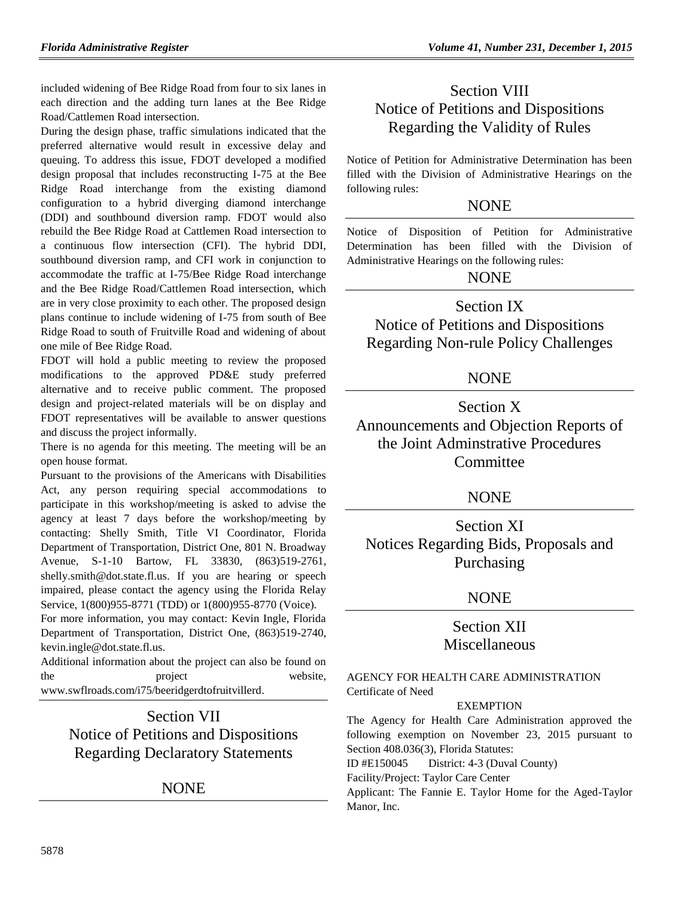included widening of Bee Ridge Road from four to six lanes in each direction and the adding turn lanes at the Bee Ridge Road/Cattlemen Road intersection.

During the design phase, traffic simulations indicated that the preferred alternative would result in excessive delay and queuing. To address this issue, FDOT developed a modified design proposal that includes reconstructing I-75 at the Bee Ridge Road interchange from the existing diamond configuration to a hybrid diverging diamond interchange (DDI) and southbound diversion ramp. FDOT would also rebuild the Bee Ridge Road at Cattlemen Road intersection to a continuous flow intersection (CFI). The hybrid DDI, southbound diversion ramp, and CFI work in conjunction to accommodate the traffic at I-75/Bee Ridge Road interchange and the Bee Ridge Road/Cattlemen Road intersection, which are in very close proximity to each other. The proposed design plans continue to include widening of I-75 from south of Bee Ridge Road to south of Fruitville Road and widening of about one mile of Bee Ridge Road.

FDOT will hold a public meeting to review the proposed modifications to the approved PD&E study preferred alternative and to receive public comment. The proposed design and project-related materials will be on display and FDOT representatives will be available to answer questions and discuss the project informally.

There is no agenda for this meeting. The meeting will be an open house format.

Pursuant to the provisions of the Americans with Disabilities Act, any person requiring special accommodations to participate in this workshop/meeting is asked to advise the agency at least 7 days before the workshop/meeting by contacting: Shelly Smith, Title VI Coordinator, Florida Department of Transportation, District One, 801 N. Broadway Avenue, S-1-10 Bartow, FL 33830, (863)519-2761, shelly.smith@dot.state.fl.us. If you are hearing or speech impaired, please contact the agency using the Florida Relay Service, 1(800)955-8771 (TDD) or 1(800)955-8770 (Voice).

For more information, you may contact: Kevin Ingle, Florida Department of Transportation, District One, (863)519-2740, kevin.ingle@dot.state.fl.us.

Additional information about the project can also be found on the project website, www.swflroads.com/i75/beeridgerdtofruitvillerd.

## Section VII
## Notice of Petitions and Dispositions Regarding Declaratory Statements

NONE

## Section VIII
## Notice of Petitions and Dispositions Regarding the Validity of Rules

Notice of Petition for Administrative Determination has been filled with the Division of Administrative Hearings on the following rules:

NONE

Notice of Disposition of Petition for Administrative Determination has been filled with the Division of Administrative Hearings on the following rules:

NONE

## Section IX
## Notice of Petitions and Dispositions Regarding Non-rule Policy Challenges

NONE

## Section X
## Announcements and Objection Reports of the Joint Adminstrative Procedures Committee

NONE

## Section XI
## Notices Regarding Bids, Proposals and Purchasing

NONE

## Section XII
## Miscellaneous

AGENCY FOR HEALTH CARE ADMINISTRATION

Certificate of Need

EXEMPTION

The Agency for Health Care Administration approved the following exemption on November 23, 2015 pursuant to Section 408.036(3), Florida Statutes:

ID #E150045 District: 4-3 (Duval County)

Facility/Project: Taylor Care Center

Applicant: The Fannie E. Taylor Home for the Aged-Taylor Manor, Inc.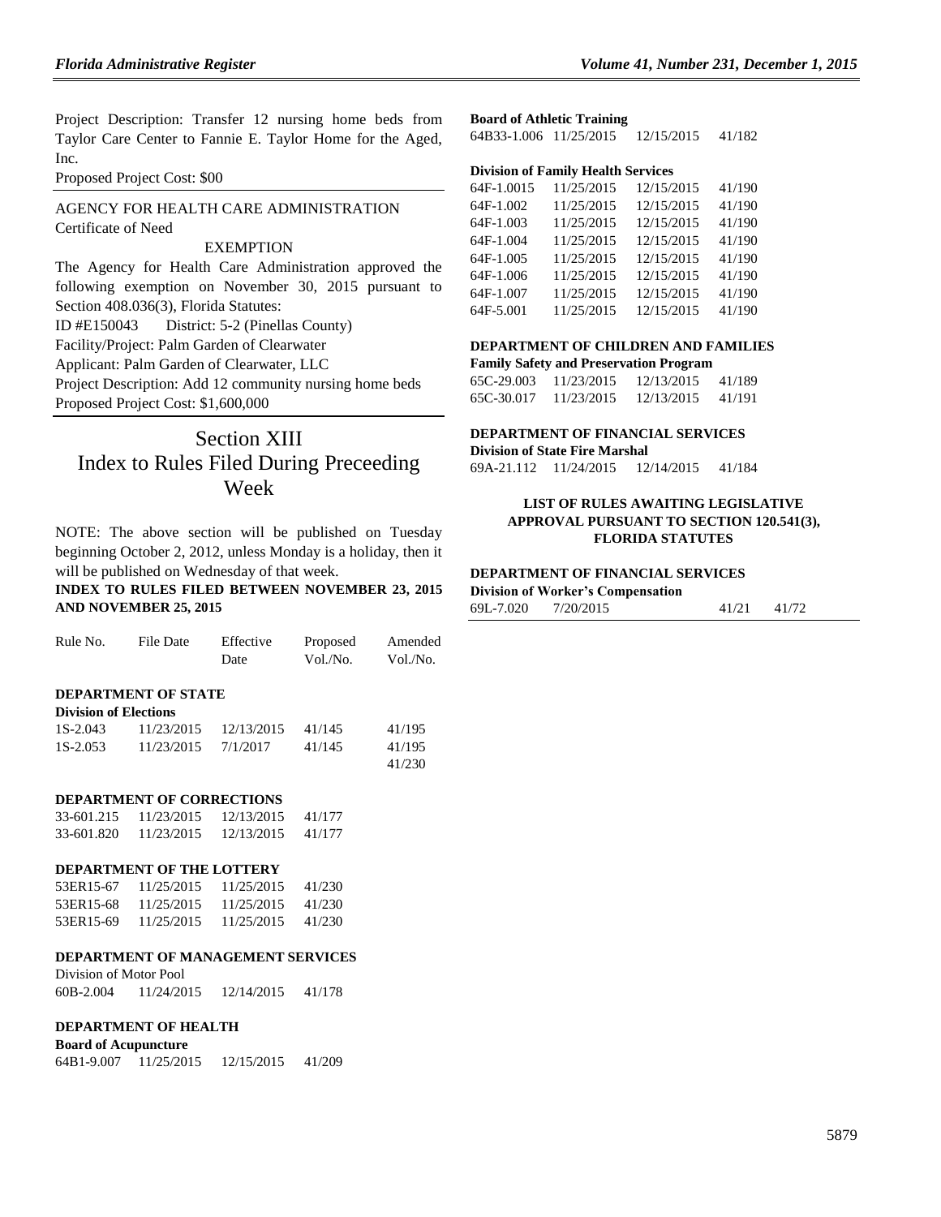Project Description: Transfer 12 nursing home beds from Taylor Care Center to Fannie E. Taylor Home for the Aged, Inc.

Proposed Project Cost: $00

AGENCY FOR HEALTH CARE ADMINISTRATION

Certificate of Need

EXEMPTION

The Agency for Health Care Administration approved the following exemption on November 30, 2015 pursuant to Section 408.036(3), Florida Statutes:

ID #E150043 District: 5-2 (Pinellas County)

Facility/Project: Palm Garden of Clearwater

Applicant: Palm Garden of Clearwater, LLC

Project Description: Add 12 community nursing home beds

Proposed Project Cost: $1,600,000

# Section XIII Index to Rules Filed During Preceeding Week

NOTE: The above section will be published on Tuesday beginning October 2, 2012, unless Monday is a holiday, then it will be published on Wednesday of that week.

**INDEX TO RULES FILED BETWEEN NOVEMBER 23, 2015 AND NOVEMBER 25, 2015**

| Rule No. | File Date | Effective Date | Proposed Vol./No. | Amended Vol./No. |
|---|---|---|---|---|
| **DEPARTMENT OF STATE** | | | | |
| **Division of Elections** | | | | |
| 1S-2.043 | 11/23/2015 | 12/13/2015 | 41/145 | 41/195 |
| 1S-2.053 | 11/23/2015 | 7/1/2017 | 41/145 | 41/195 41/230 |
| **DEPARTMENT OF CORRECTIONS** | | | | |
| 33-601.215 | 11/23/2015 | 12/13/2015 | 41/177 | |
| 33-601.820 | 11/23/2015 | 12/13/2015 | 41/177 | |
| **DEPARTMENT OF THE LOTTERY** | | | | |
| 53ER15-67 | 11/25/2015 | 11/25/2015 | 41/230 | |
| 53ER15-68 | 11/25/2015 | 11/25/2015 | 41/230 | |
| 53ER15-69 | 11/25/2015 | 11/25/2015 | 41/230 | |
| **DEPARTMENT OF MANAGEMENT SERVICES** | | | | |
| Division of Motor Pool | | | | |
| 60B-2.004 | 11/24/2015 | 12/14/2015 | 41/178 | |
| **DEPARTMENT OF HEALTH** | | | | |
| **Board of Acupuncture** | | | | |
| 64B1-9.007 | 11/25/2015 | 12/15/2015 | 41/209 | |
| **Board of Athletic Training** | | | | |
| 64B33-1.006 | 11/25/2015 | 12/15/2015 | 41/182 | |
| **Division of Family Health Services** | | | | |
| 64F-1.0015 | 11/25/2015 | 12/15/2015 | 41/190 | |
| 64F-1.002 | 11/25/2015 | 12/15/2015 | 41/190 | |
| 64F-1.003 | 11/25/2015 | 12/15/2015 | 41/190 | |
| 64F-1.004 | 11/25/2015 | 12/15/2015 | 41/190 | |
| 64F-1.005 | 11/25/2015 | 12/15/2015 | 41/190 | |
| 64F-1.006 | 11/25/2015 | 12/15/2015 | 41/190 | |
| 64F-1.007 | 11/25/2015 | 12/15/2015 | 41/190 | |
| 64F-5.001 | 11/25/2015 | 12/15/2015 | 41/190 | |
| **DEPARTMENT OF CHILDREN AND FAMILIES** | | | | |
| **Family Safety and Preservation Program** | | | | |
| 65C-29.003 | 11/23/2015 | 12/13/2015 | 41/189 | |
| 65C-30.017 | 11/23/2015 | 12/13/2015 | 41/191 | |
| **DEPARTMENT OF FINANCIAL SERVICES** | | | | |
| **Division of State Fire Marshal** | | | | |
| 69A-21.112 | 11/24/2015 | 12/14/2015 | 41/184 | |

**LIST OF RULES AWAITING LEGISLATIVE APPROVAL PURSUANT TO SECTION 120.541(3), FLORIDA STATUTES**

| Rule No. | File Date | Effective Date | Proposed Vol./No. | Amended Vol./No. |
|---|---|---|---|---|
| **DEPARTMENT OF FINANCIAL SERVICES** | | | | |
| **Division of Worker's Compensation** | | | | |
| 69L-7.020 | 7/20/2015 | | 41/21 | 41/72 |